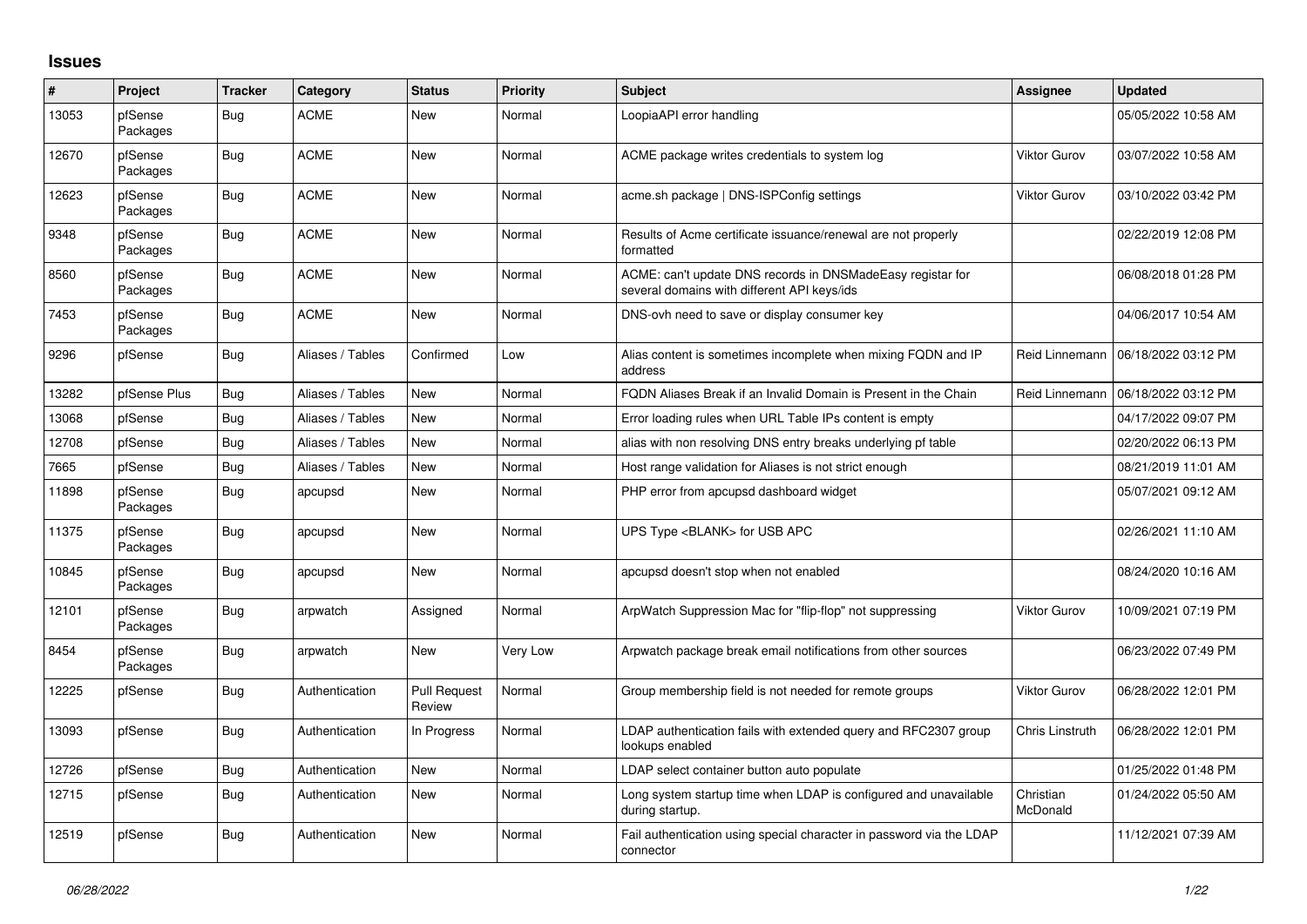## Issues

| # | Project | Tracker | Category | Status | Priority | Subject | Assignee | Updated |
|---|---|---|---|---|---|---|---|---|
| 13053 | pfSense Packages | Bug | ACME | New | Normal | LoopiaAPI error handling | | 05/05/2022 10:58 AM |
| 12670 | pfSense Packages | Bug | ACME | New | Normal | ACME package writes credentials to system log | Viktor Gurov | 03/07/2022 10:58 AM |
| 12623 | pfSense Packages | Bug | ACME | New | Normal | acme.sh package \| DNS-ISPConfig settings | Viktor Gurov | 03/10/2022 03:42 PM |
| 9348 | pfSense Packages | Bug | ACME | New | Normal | Results of Acme certificate issuance/renewal are not properly formatted | | 02/22/2019 12:08 PM |
| 8560 | pfSense Packages | Bug | ACME | New | Normal | ACME: can't update DNS records in DNSMadeEasy registar for several domains with different API keys/ids | | 06/08/2018 01:28 PM |
| 7453 | pfSense Packages | Bug | ACME | New | Normal | DNS-ovh need to save or display consumer key | | 04/06/2017 10:54 AM |
| 9296 | pfSense | Bug | Aliases / Tables | Confirmed | Low | Alias content is sometimes incomplete when mixing FQDN and IP address | Reid Linnemann | 06/18/2022 03:12 PM |
| 13282 | pfSense Plus | Bug | Aliases / Tables | New | Normal | FQDN Aliases Break if an Invalid Domain is Present in the Chain | Reid Linnemann | 06/18/2022 03:12 PM |
| 13068 | pfSense | Bug | Aliases / Tables | New | Normal | Error loading rules when URL Table IPs content is empty | | 04/17/2022 09:07 PM |
| 12708 | pfSense | Bug | Aliases / Tables | New | Normal | alias with non resolving DNS entry breaks underlying pf table | | 02/20/2022 06:13 PM |
| 7665 | pfSense | Bug | Aliases / Tables | New | Normal | Host range validation for Aliases is not strict enough | | 08/21/2019 11:01 AM |
| 11898 | pfSense Packages | Bug | apcupsd | New | Normal | PHP error from apcupsd dashboard widget | | 05/07/2021 09:12 AM |
| 11375 | pfSense Packages | Bug | apcupsd | New | Normal | UPS Type <BLANK> for USB APC | | 02/26/2021 11:10 AM |
| 10845 | pfSense Packages | Bug | apcupsd | New | Normal | apcupsd doesn't stop when not enabled | | 08/24/2020 10:16 AM |
| 12101 | pfSense Packages | Bug | arpwatch | Assigned | Normal | ArpWatch Suppression Mac for "flip-flop" not suppressing | Viktor Gurov | 10/09/2021 07:19 PM |
| 8454 | pfSense Packages | Bug | arpwatch | New | Very Low | Arpwatch package break email notifications from other sources | | 06/23/2022 07:49 PM |
| 12225 | pfSense | Bug | Authentication | Pull Request Review | Normal | Group membership field is not needed for remote groups | Viktor Gurov | 06/28/2022 12:01 PM |
| 13093 | pfSense | Bug | Authentication | In Progress | Normal | LDAP authentication fails with extended query and RFC2307 group lookups enabled | Chris Linstruth | 06/28/2022 12:01 PM |
| 12726 | pfSense | Bug | Authentication | New | Normal | LDAP select container button auto populate | | 01/25/2022 01:48 PM |
| 12715 | pfSense | Bug | Authentication | New | Normal | Long system startup time when LDAP is configured and unavailable during startup. | Christian McDonald | 01/24/2022 05:50 AM |
| 12519 | pfSense | Bug | Authentication | New | Normal | Fail authentication using special character in password via the LDAP connector | | 11/12/2021 07:39 AM |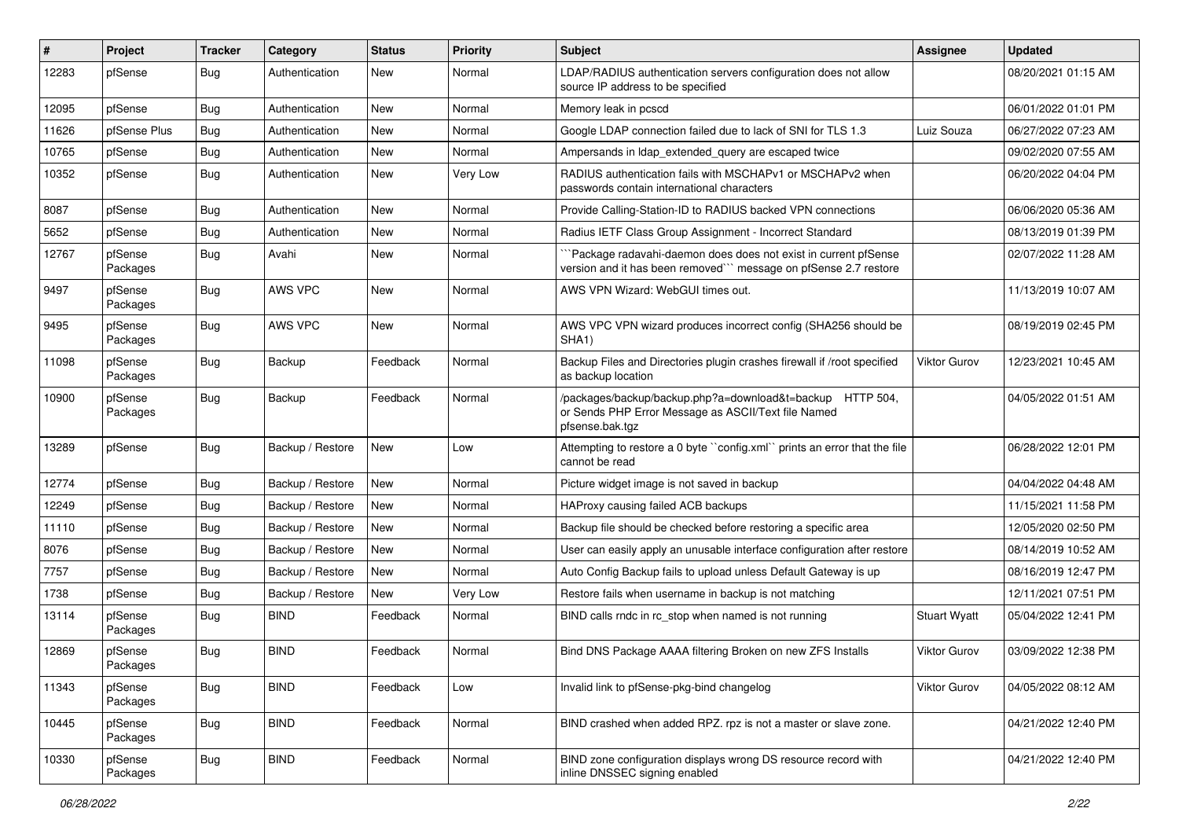| # | Project | Tracker | Category | Status | Priority | Subject | Assignee | Updated |
|---|---|---|---|---|---|---|---|---|
| 12283 | pfSense | Bug | Authentication | New | Normal | LDAP/RADIUS authentication servers configuration does not allow source IP address to be specified | | 08/20/2021 01:15 AM |
| 12095 | pfSense | Bug | Authentication | New | Normal | Memory leak in pcscd | | 06/01/2022 01:01 PM |
| 11626 | pfSense Plus | Bug | Authentication | New | Normal | Google LDAP connection failed due to lack of SNI for TLS 1.3 | Luiz Souza | 06/27/2022 07:23 AM |
| 10765 | pfSense | Bug | Authentication | New | Normal | Ampersands in ldap_extended_query are escaped twice | | 09/02/2020 07:55 AM |
| 10352 | pfSense | Bug | Authentication | New | Very Low | RADIUS authentication fails with MSCHAPv1 or MSCHAPv2 when passwords contain international characters | | 06/20/2022 04:04 PM |
| 8087 | pfSense | Bug | Authentication | New | Normal | Provide Calling-Station-ID to RADIUS backed VPN connections | | 06/06/2020 05:36 AM |
| 5652 | pfSense | Bug | Authentication | New | Normal | Radius IETF Class Group Assignment - Incorrect Standard | | 08/13/2019 01:39 PM |
| 12767 | pfSense Packages | Bug | Avahi | New | Normal | ```Package radavahi-daemon does does not exist in current pfSense version and it has been removed``` message on pfSense 2.7 restore | | 02/07/2022 11:28 AM |
| 9497 | pfSense Packages | Bug | AWS VPC | New | Normal | AWS VPN Wizard: WebGUI times out. | | 11/13/2019 10:07 AM |
| 9495 | pfSense Packages | Bug | AWS VPC | New | Normal | AWS VPC VPN wizard produces incorrect config (SHA256 should be SHA1) | | 08/19/2019 02:45 PM |
| 11098 | pfSense Packages | Bug | Backup | Feedback | Normal | Backup Files and Directories plugin crashes firewall if /root specified as backup location | Viktor Gurov | 12/23/2021 10:45 AM |
| 10900 | pfSense Packages | Bug | Backup | Feedback | Normal | /packages/backup/backup.php?a=download&t=backup HTTP 504, or Sends PHP Error Message as ASCII/Text file Named pfsense.bak.tgz | | 04/05/2022 01:51 AM |
| 13289 | pfSense | Bug | Backup / Restore | New | Low | Attempting to restore a 0 byte ``config.xml`` prints an error that the file cannot be read | | 06/28/2022 12:01 PM |
| 12774 | pfSense | Bug | Backup / Restore | New | Normal | Picture widget image is not saved in backup | | 04/04/2022 04:48 AM |
| 12249 | pfSense | Bug | Backup / Restore | New | Normal | HAProxy causing failed ACB backups | | 11/15/2021 11:58 PM |
| 11110 | pfSense | Bug | Backup / Restore | New | Normal | Backup file should be checked before restoring a specific area | | 12/05/2020 02:50 PM |
| 8076 | pfSense | Bug | Backup / Restore | New | Normal | User can easily apply an unusable interface configuration after restore | | 08/14/2019 10:52 AM |
| 7757 | pfSense | Bug | Backup / Restore | New | Normal | Auto Config Backup fails to upload unless Default Gateway is up | | 08/16/2019 12:47 PM |
| 1738 | pfSense | Bug | Backup / Restore | New | Very Low | Restore fails when username in backup is not matching | | 12/11/2021 07:51 PM |
| 13114 | pfSense Packages | Bug | BIND | Feedback | Normal | BIND calls rndc in rc_stop when named is not running | Stuart Wyatt | 05/04/2022 12:41 PM |
| 12869 | pfSense Packages | Bug | BIND | Feedback | Normal | Bind DNS Package AAAA filtering Broken on new ZFS Installs | Viktor Gurov | 03/09/2022 12:38 PM |
| 11343 | pfSense Packages | Bug | BIND | Feedback | Low | Invalid link to pfSense-pkg-bind changelog | Viktor Gurov | 04/05/2022 08:12 AM |
| 10445 | pfSense Packages | Bug | BIND | Feedback | Normal | BIND crashed when added RPZ. rpz is not a master or slave zone. | | 04/21/2022 12:40 PM |
| 10330 | pfSense Packages | Bug | BIND | Feedback | Normal | BIND zone configuration displays wrong DS resource record with inline DNSSEC signing enabled | | 04/21/2022 12:40 PM |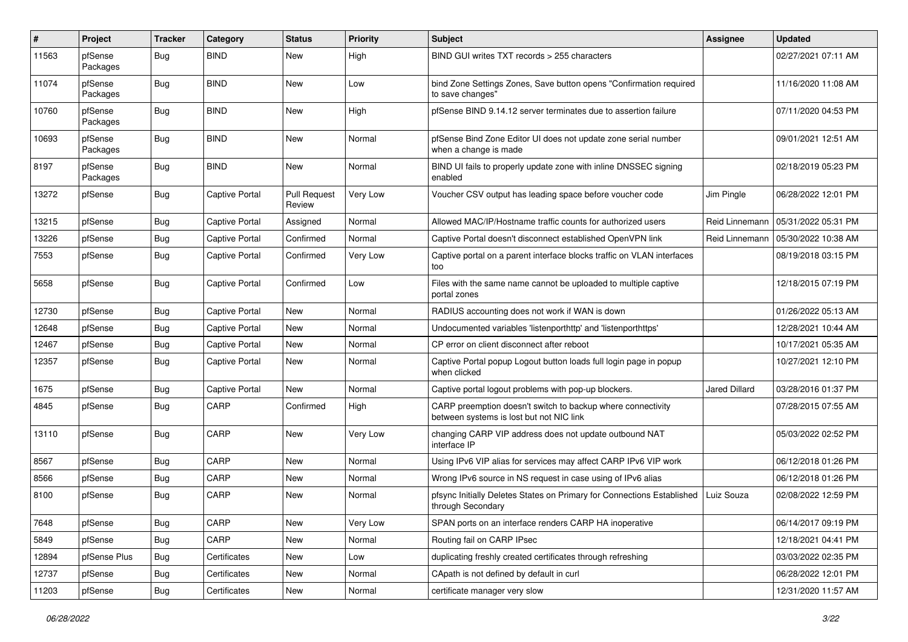| # | Project | Tracker | Category | Status | Priority | Subject | Assignee | Updated |
|---|---|---|---|---|---|---|---|---|
| 11563 | pfSense Packages | Bug | BIND | New | High | BIND GUI writes TXT records > 255 characters | | 02/27/2021 07:11 AM |
| 11074 | pfSense Packages | Bug | BIND | New | Low | bind Zone Settings Zones, Save button opens "Confirmation required to save changes" | | 11/16/2020 11:08 AM |
| 10760 | pfSense Packages | Bug | BIND | New | High | pfSense BIND 9.14.12 server terminates due to assertion failure | | 07/11/2020 04:53 PM |
| 10693 | pfSense Packages | Bug | BIND | New | Normal | pfSense Bind Zone Editor UI does not update zone serial number when a change is made | | 09/01/2021 12:51 AM |
| 8197 | pfSense Packages | Bug | BIND | New | Normal | BIND UI fails to properly update zone with inline DNSSEC signing enabled | | 02/18/2019 05:23 PM |
| 13272 | pfSense | Bug | Captive Portal | Pull Request Review | Very Low | Voucher CSV output has leading space before voucher code | Jim Pingle | 06/28/2022 12:01 PM |
| 13215 | pfSense | Bug | Captive Portal | Assigned | Normal | Allowed MAC/IP/Hostname traffic counts for authorized users | Reid Linnemann | 05/31/2022 05:31 PM |
| 13226 | pfSense | Bug | Captive Portal | Confirmed | Normal | Captive Portal doesn't disconnect established OpenVPN link | Reid Linnemann | 05/30/2022 10:38 AM |
| 7553 | pfSense | Bug | Captive Portal | Confirmed | Very Low | Captive portal on a parent interface blocks traffic on VLAN interfaces too | | 08/19/2018 03:15 PM |
| 5658 | pfSense | Bug | Captive Portal | Confirmed | Low | Files with the same name cannot be uploaded to multiple captive portal zones | | 12/18/2015 07:19 PM |
| 12730 | pfSense | Bug | Captive Portal | New | Normal | RADIUS accounting does not work if WAN is down | | 01/26/2022 05:13 AM |
| 12648 | pfSense | Bug | Captive Portal | New | Normal | Undocumented variables 'listenporthttp' and 'listenporthttps' | | 12/28/2021 10:44 AM |
| 12467 | pfSense | Bug | Captive Portal | New | Normal | CP error on client disconnect after reboot | | 10/17/2021 05:35 AM |
| 12357 | pfSense | Bug | Captive Portal | New | Normal | Captive Portal popup Logout button loads full login page in popup when clicked | | 10/27/2021 12:10 PM |
| 1675 | pfSense | Bug | Captive Portal | New | Normal | Captive portal logout problems with pop-up blockers. | Jared Dillard | 03/28/2016 01:37 PM |
| 4845 | pfSense | Bug | CARP | Confirmed | High | CARP preemption doesn't switch to backup where connectivity between systems is lost but not NIC link | | 07/28/2015 07:55 AM |
| 13110 | pfSense | Bug | CARP | New | Very Low | changing CARP VIP address does not update outbound NAT interface IP | | 05/03/2022 02:52 PM |
| 8567 | pfSense | Bug | CARP | New | Normal | Using IPv6 VIP alias for services may affect CARP IPv6 VIP work | | 06/12/2018 01:26 PM |
| 8566 | pfSense | Bug | CARP | New | Normal | Wrong IPv6 source in NS request in case using of IPv6 alias | | 06/12/2018 01:26 PM |
| 8100 | pfSense | Bug | CARP | New | Normal | pfsync Initially Deletes States on Primary for Connections Established through Secondary | Luiz Souza | 02/08/2022 12:59 PM |
| 7648 | pfSense | Bug | CARP | New | Very Low | SPAN ports on an interface renders CARP HA inoperative | | 06/14/2017 09:19 PM |
| 5849 | pfSense | Bug | CARP | New | Normal | Routing fail on CARP IPsec | | 12/18/2021 04:41 PM |
| 12894 | pfSense Plus | Bug | Certificates | New | Low | duplicating freshly created certificates through refreshing | | 03/03/2022 02:35 PM |
| 12737 | pfSense | Bug | Certificates | New | Normal | CApath is not defined by default in curl | | 06/28/2022 12:01 PM |
| 11203 | pfSense | Bug | Certificates | New | Normal | certificate manager very slow | | 12/31/2020 11:57 AM |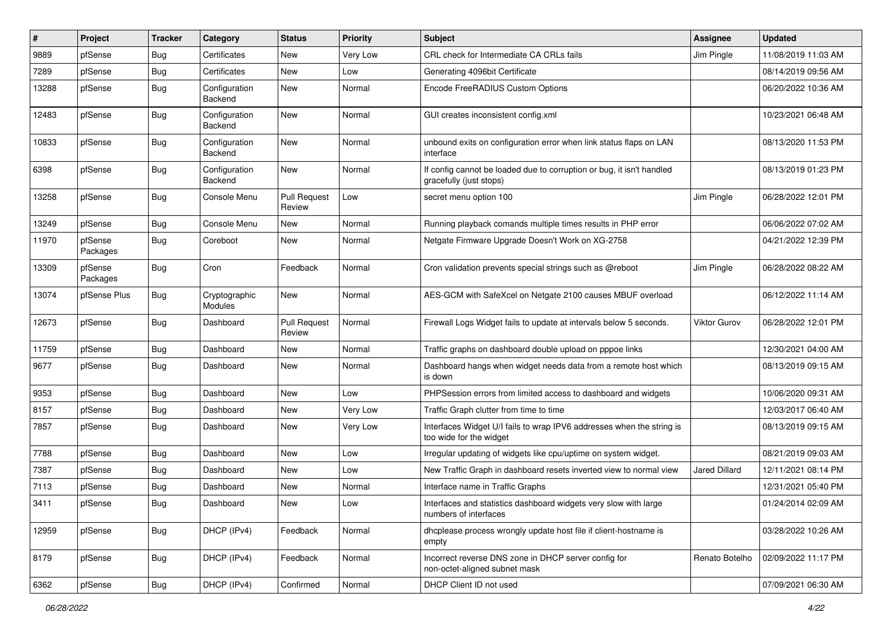| # | Project | Tracker | Category | Status | Priority | Subject | Assignee | Updated |
|---|---|---|---|---|---|---|---|---|
| 9889 | pfSense | Bug | Certificates | New | Very Low | CRL check for Intermediate CA CRLs fails | Jim Pingle | 11/08/2019 11:03 AM |
| 7289 | pfSense | Bug | Certificates | New | Low | Generating 4096bit Certificate | | 08/14/2019 09:56 AM |
| 13288 | pfSense | Bug | Configuration Backend | New | Normal | Encode FreeRADIUS Custom Options | | 06/20/2022 10:36 AM |
| 12483 | pfSense | Bug | Configuration Backend | New | Normal | GUI creates inconsistent config.xml | | 10/23/2021 06:48 AM |
| 10833 | pfSense | Bug | Configuration Backend | New | Normal | unbound exits on configuration error when link status flaps on LAN interface | | 08/13/2020 11:53 PM |
| 6398 | pfSense | Bug | Configuration Backend | New | Normal | If config cannot be loaded due to corruption or bug, it isn't handled gracefully (just stops) | | 08/13/2019 01:23 PM |
| 13258 | pfSense | Bug | Console Menu | Pull Request Review | Low | secret menu option 100 | Jim Pingle | 06/28/2022 12:01 PM |
| 13249 | pfSense | Bug | Console Menu | New | Normal | Running playback comands multiple times results in PHP error | | 06/06/2022 07:02 AM |
| 11970 | pfSense Packages | Bug | Coreboot | New | Normal | Netgate Firmware Upgrade Doesn't Work on XG-2758 | | 04/21/2022 12:39 PM |
| 13309 | pfSense Packages | Bug | Cron | Feedback | Normal | Cron validation prevents special strings such as @reboot | Jim Pingle | 06/28/2022 08:22 AM |
| 13074 | pfSense Plus | Bug | Cryptographic Modules | New | Normal | AES-GCM with SafeXcel on Netgate 2100 causes MBUF overload | | 06/12/2022 11:14 AM |
| 12673 | pfSense | Bug | Dashboard | Pull Request Review | Normal | Firewall Logs Widget fails to update at intervals below 5 seconds. | Viktor Gurov | 06/28/2022 12:01 PM |
| 11759 | pfSense | Bug | Dashboard | New | Normal | Traffic graphs on dashboard double upload on pppoe links | | 12/30/2021 04:00 AM |
| 9677 | pfSense | Bug | Dashboard | New | Normal | Dashboard hangs when widget needs data from a remote host which is down | | 08/13/2019 09:15 AM |
| 9353 | pfSense | Bug | Dashboard | New | Low | PHPSession errors from limited access to dashboard and widgets | | 10/06/2020 09:31 AM |
| 8157 | pfSense | Bug | Dashboard | New | Very Low | Traffic Graph clutter from time to time | | 12/03/2017 06:40 AM |
| 7857 | pfSense | Bug | Dashboard | New | Very Low | Interfaces Widget U/I fails to wrap IPV6 addresses when the string is too wide for the widget | | 08/13/2019 09:15 AM |
| 7788 | pfSense | Bug | Dashboard | New | Low | Irregular updating of widgets like cpu/uptime on system widget. | | 08/21/2019 09:03 AM |
| 7387 | pfSense | Bug | Dashboard | New | Low | New Traffic Graph in dashboard resets inverted view to normal view | Jared Dillard | 12/11/2021 08:14 PM |
| 7113 | pfSense | Bug | Dashboard | New | Normal | Interface name in Traffic Graphs | | 12/31/2021 05:40 PM |
| 3411 | pfSense | Bug | Dashboard | New | Low | Interfaces and statistics dashboard widgets very slow with large numbers of interfaces | | 01/24/2014 02:09 AM |
| 12959 | pfSense | Bug | DHCP (IPv4) | Feedback | Normal | dhcplease process wrongly update host file if client-hostname is empty | | 03/28/2022 10:26 AM |
| 8179 | pfSense | Bug | DHCP (IPv4) | Feedback | Normal | Incorrect reverse DNS zone in DHCP server config for non-octet-aligned subnet mask | Renato Botelho | 02/09/2022 11:17 PM |
| 6362 | pfSense | Bug | DHCP (IPv4) | Confirmed | Normal | DHCP Client ID not used | | 07/09/2021 06:30 AM |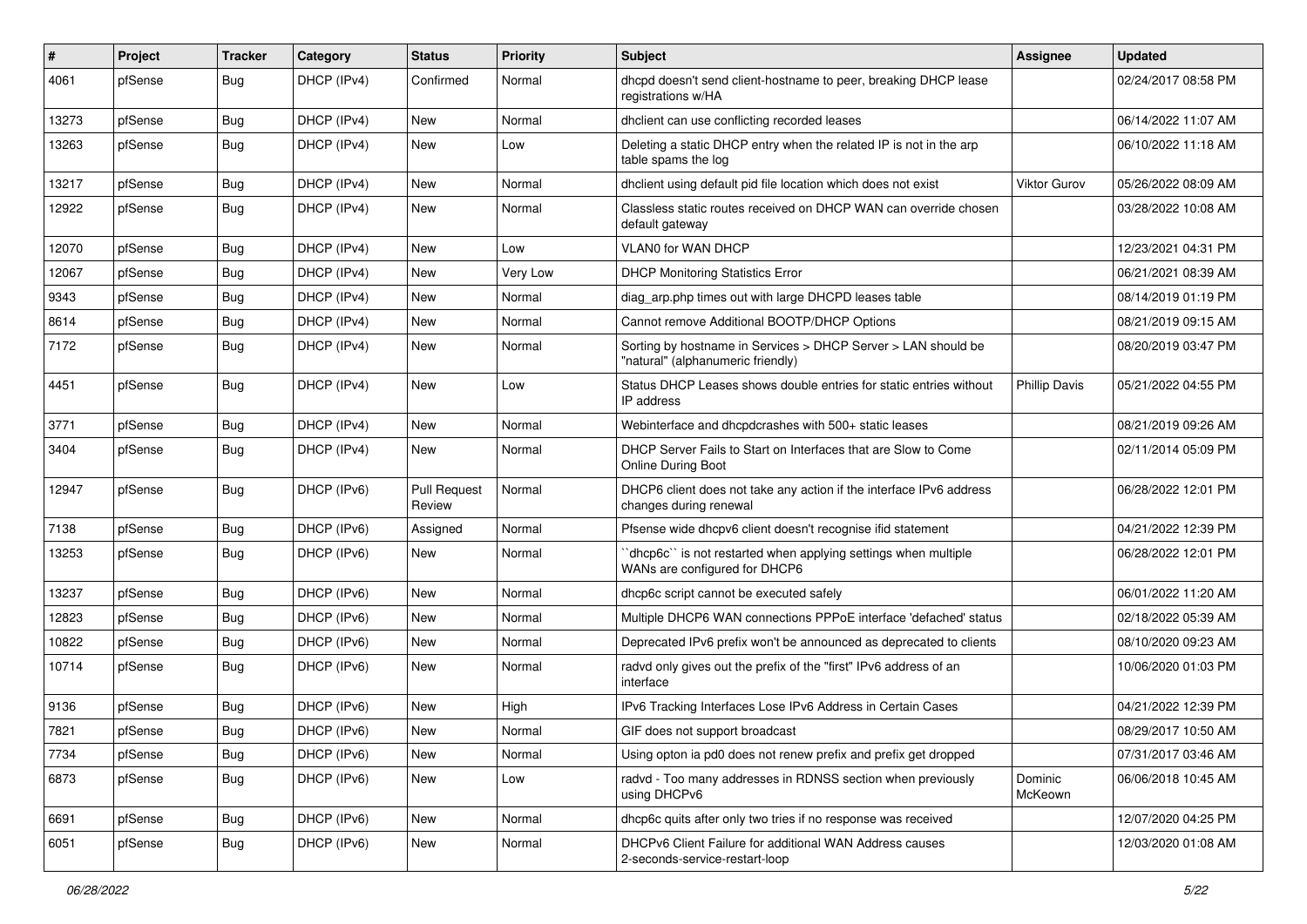| # | Project | Tracker | Category | Status | Priority | Subject | Assignee | Updated |
|---|---|---|---|---|---|---|---|---|
| 4061 | pfSense | Bug | DHCP (IPv4) | Confirmed | Normal | dhcpd doesn't send client-hostname to peer, breaking DHCP lease registrations w/HA | | 02/24/2017 08:58 PM |
| 13273 | pfSense | Bug | DHCP (IPv4) | New | Normal | dhclient can use conflicting recorded leases | | 06/14/2022 11:07 AM |
| 13263 | pfSense | Bug | DHCP (IPv4) | New | Low | Deleting a static DHCP entry when the related IP is not in the arp table spams the log | | 06/10/2022 11:18 AM |
| 13217 | pfSense | Bug | DHCP (IPv4) | New | Normal | dhclient using default pid file location which does not exist | Viktor Gurov | 05/26/2022 08:09 AM |
| 12922 | pfSense | Bug | DHCP (IPv4) | New | Normal | Classless static routes received on DHCP WAN can override chosen default gateway | | 03/28/2022 10:08 AM |
| 12070 | pfSense | Bug | DHCP (IPv4) | New | Low | VLAN0 for WAN DHCP | | 12/23/2021 04:31 PM |
| 12067 | pfSense | Bug | DHCP (IPv4) | New | Very Low | DHCP Monitoring Statistics Error | | 06/21/2021 08:39 AM |
| 9343 | pfSense | Bug | DHCP (IPv4) | New | Normal | diag_arp.php times out with large DHCPD leases table | | 08/14/2019 01:19 PM |
| 8614 | pfSense | Bug | DHCP (IPv4) | New | Normal | Cannot remove Additional BOOTP/DHCP Options | | 08/21/2019 09:15 AM |
| 7172 | pfSense | Bug | DHCP (IPv4) | New | Normal | Sorting by hostname in Services > DHCP Server > LAN should be "natural" (alphanumeric friendly) | | 08/20/2019 03:47 PM |
| 4451 | pfSense | Bug | DHCP (IPv4) | New | Low | Status DHCP Leases shows double entries for static entries without IP address | Phillip Davis | 05/21/2022 04:55 PM |
| 3771 | pfSense | Bug | DHCP (IPv4) | New | Normal | Webinterface and dhcpdcrashes with 500+ static leases | | 08/21/2019 09:26 AM |
| 3404 | pfSense | Bug | DHCP (IPv4) | New | Normal | DHCP Server Fails to Start on Interfaces that are Slow to Come Online During Boot | | 02/11/2014 05:09 PM |
| 12947 | pfSense | Bug | DHCP (IPv6) | Pull Request Review | Normal | DHCP6 client does not take any action if the interface IPv6 address changes during renewal | | 06/28/2022 12:01 PM |
| 7138 | pfSense | Bug | DHCP (IPv6) | Assigned | Normal | Pfsense wide dhcpv6 client doesn't recognise ifid statement | | 04/21/2022 12:39 PM |
| 13253 | pfSense | Bug | DHCP (IPv6) | New | Normal | ``dhcp6c`` is not restarted when applying settings when multiple WANs are configured for DHCP6 | | 06/28/2022 12:01 PM |
| 13237 | pfSense | Bug | DHCP (IPv6) | New | Normal | dhcp6c script cannot be executed safely | | 06/01/2022 11:20 AM |
| 12823 | pfSense | Bug | DHCP (IPv6) | New | Normal | Multiple DHCP6 WAN connections PPPoE interface 'defached' status | | 02/18/2022 05:39 AM |
| 10822 | pfSense | Bug | DHCP (IPv6) | New | Normal | Deprecated IPv6 prefix won't be announced as deprecated to clients | | 08/10/2020 09:23 AM |
| 10714 | pfSense | Bug | DHCP (IPv6) | New | Normal | radvd only gives out the prefix of the "first" IPv6 address of an interface | | 10/06/2020 01:03 PM |
| 9136 | pfSense | Bug | DHCP (IPv6) | New | High | IPv6 Tracking Interfaces Lose IPv6 Address in Certain Cases | | 04/21/2022 12:39 PM |
| 7821 | pfSense | Bug | DHCP (IPv6) | New | Normal | GIF does not support broadcast | | 08/29/2017 10:50 AM |
| 7734 | pfSense | Bug | DHCP (IPv6) | New | Normal | Using opton ia pd0 does not renew prefix and prefix get dropped | | 07/31/2017 03:46 AM |
| 6873 | pfSense | Bug | DHCP (IPv6) | New | Low | radvd - Too many addresses in RDNSS section when previously using DHCPv6 | Dominic McKeown | 06/06/2018 10:45 AM |
| 6691 | pfSense | Bug | DHCP (IPv6) | New | Normal | dhcp6c quits after only two tries if no response was received | | 12/07/2020 04:25 PM |
| 6051 | pfSense | Bug | DHCP (IPv6) | New | Normal | DHCPv6 Client Failure for additional WAN Address causes 2-seconds-service-restart-loop | | 12/03/2020 01:08 AM |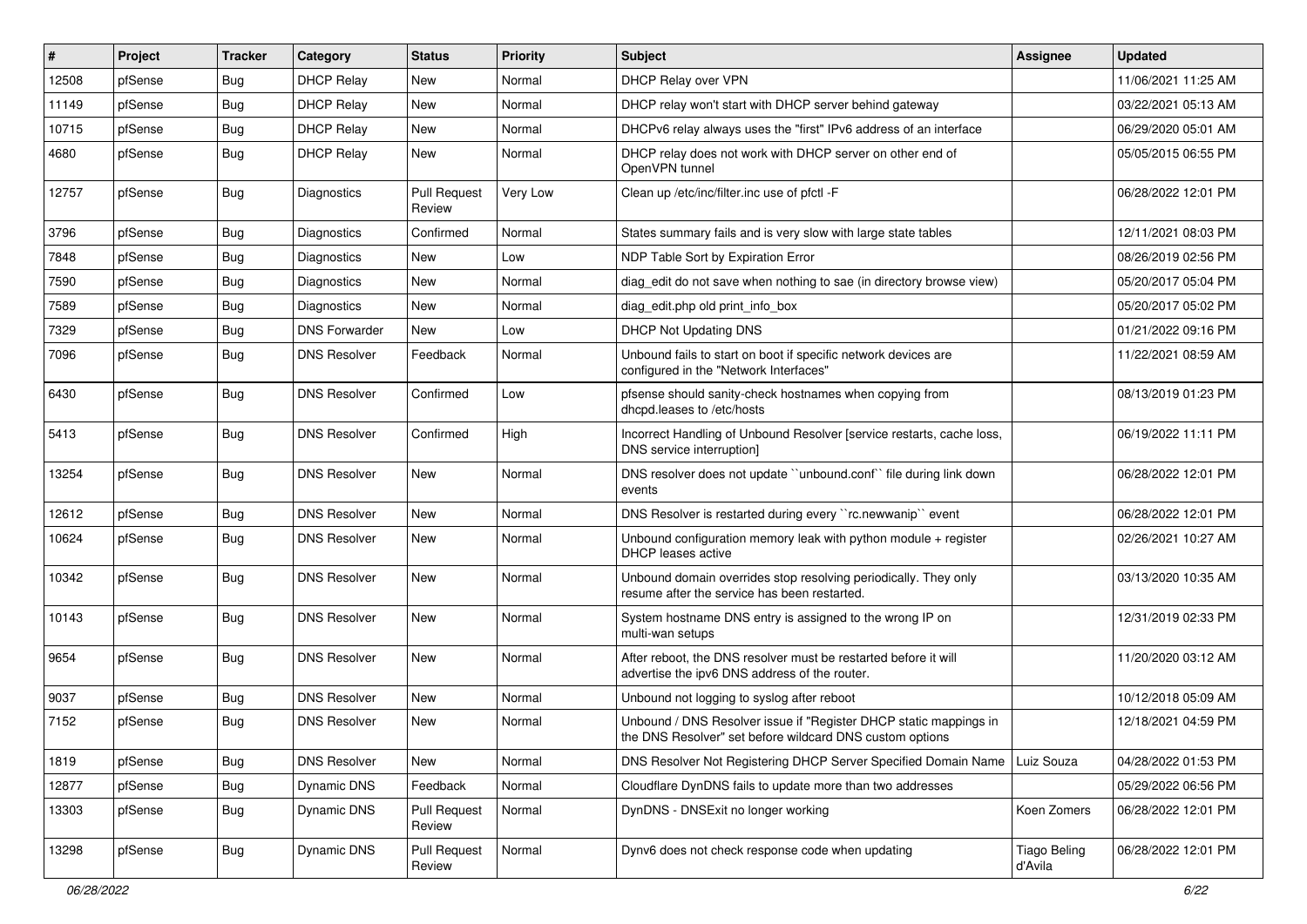| # | Project | Tracker | Category | Status | Priority | Subject | Assignee | Updated |
|---|---|---|---|---|---|---|---|---|
| 12508 | pfSense | Bug | DHCP Relay | New | Normal | DHCP Relay over VPN | | 11/06/2021 11:25 AM |
| 11149 | pfSense | Bug | DHCP Relay | New | Normal | DHCP relay won't start with DHCP server behind gateway | | 03/22/2021 05:13 AM |
| 10715 | pfSense | Bug | DHCP Relay | New | Normal | DHCPv6 relay always uses the "first" IPv6 address of an interface | | 06/29/2020 05:01 AM |
| 4680 | pfSense | Bug | DHCP Relay | New | Normal | DHCP relay does not work with DHCP server on other end of OpenVPN tunnel | | 05/05/2015 06:55 PM |
| 12757 | pfSense | Bug | Diagnostics | Pull Request Review | Very Low | Clean up /etc/inc/filter.inc use of pfctl -F | | 06/28/2022 12:01 PM |
| 3796 | pfSense | Bug | Diagnostics | Confirmed | Normal | States summary fails and is very slow with large state tables | | 12/11/2021 08:03 PM |
| 7848 | pfSense | Bug | Diagnostics | New | Low | NDP Table Sort by Expiration Error | | 08/26/2019 02:56 PM |
| 7590 | pfSense | Bug | Diagnostics | New | Normal | diag_edit do not save when nothing to sae (in directory browse view) | | 05/20/2017 05:04 PM |
| 7589 | pfSense | Bug | Diagnostics | New | Normal | diag_edit.php old print_info_box | | 05/20/2017 05:02 PM |
| 7329 | pfSense | Bug | DNS Forwarder | New | Low | DHCP Not Updating DNS | | 01/21/2022 09:16 PM |
| 7096 | pfSense | Bug | DNS Resolver | Feedback | Normal | Unbound fails to start on boot if specific network devices are configured in the "Network Interfaces" | | 11/22/2021 08:59 AM |
| 6430 | pfSense | Bug | DNS Resolver | Confirmed | Low | pfsense should sanity-check hostnames when copying from dhcpd.leases to /etc/hosts | | 08/13/2019 01:23 PM |
| 5413 | pfSense | Bug | DNS Resolver | Confirmed | High | Incorrect Handling of Unbound Resolver [service restarts, cache loss, DNS service interruption] | | 06/19/2022 11:11 PM |
| 13254 | pfSense | Bug | DNS Resolver | New | Normal | DNS resolver does not update ``unbound.conf`` file during link down events | | 06/28/2022 12:01 PM |
| 12612 | pfSense | Bug | DNS Resolver | New | Normal | DNS Resolver is restarted during every ``rc.newwanip`` event | | 06/28/2022 12:01 PM |
| 10624 | pfSense | Bug | DNS Resolver | New | Normal | Unbound configuration memory leak with python module + register DHCP leases active | | 02/26/2021 10:27 AM |
| 10342 | pfSense | Bug | DNS Resolver | New | Normal | Unbound domain overrides stop resolving periodically. They only resume after the service has been restarted. | | 03/13/2020 10:35 AM |
| 10143 | pfSense | Bug | DNS Resolver | New | Normal | System hostname DNS entry is assigned to the wrong IP on multi-wan setups | | 12/31/2019 02:33 PM |
| 9654 | pfSense | Bug | DNS Resolver | New | Normal | After reboot, the DNS resolver must be restarted before it will advertise the ipv6 DNS address of the router. | | 11/20/2020 03:12 AM |
| 9037 | pfSense | Bug | DNS Resolver | New | Normal | Unbound not logging to syslog after reboot | | 10/12/2018 05:09 AM |
| 7152 | pfSense | Bug | DNS Resolver | New | Normal | Unbound / DNS Resolver issue if "Register DHCP static mappings in the DNS Resolver" set before wildcard DNS custom options | | 12/18/2021 04:59 PM |
| 1819 | pfSense | Bug | DNS Resolver | New | Normal | DNS Resolver Not Registering DHCP Server Specified Domain Name | Luiz Souza | 04/28/2022 01:53 PM |
| 12877 | pfSense | Bug | Dynamic DNS | Feedback | Normal | Cloudflare DynDNS fails to update more than two addresses | | 05/29/2022 06:56 PM |
| 13303 | pfSense | Bug | Dynamic DNS | Pull Request Review | Normal | DynDNS - DNSExit no longer working | Koen Zomers | 06/28/2022 12:01 PM |
| 13298 | pfSense | Bug | Dynamic DNS | Pull Request Review | Normal | Dynv6 does not check response code when updating | Tiago Beling d'Avila | 06/28/2022 12:01 PM |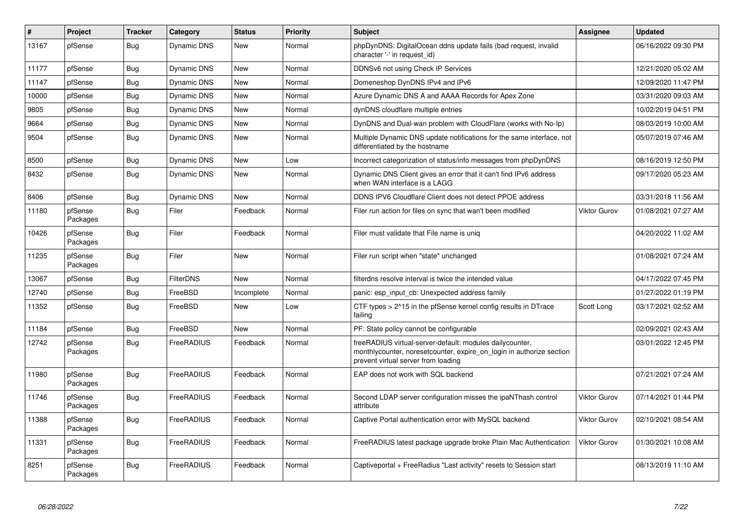| # | Project | Tracker | Category | Status | Priority | Subject | Assignee | Updated |
|---|---|---|---|---|---|---|---|---|
| 13167 | pfSense | Bug | Dynamic DNS | New | Normal | phpDynDNS: DigitalOcean ddns update fails (bad request, invalid character '-' in request_id) | | 06/16/2022 09:30 PM |
| 11177 | pfSense | Bug | Dynamic DNS | New | Normal | DDNSv6 not using Check IP Services | | 12/21/2020 05:02 AM |
| 11147 | pfSense | Bug | Dynamic DNS | New | Normal | Domeneshop DynDNS IPv4 and IPv6 | | 12/09/2020 11:47 PM |
| 10000 | pfSense | Bug | Dynamic DNS | New | Normal | Azure Dynamic DNS A and AAAA Records for Apex Zone | | 03/31/2020 09:03 AM |
| 9805 | pfSense | Bug | Dynamic DNS | New | Normal | dynDNS cloudflare multiple entries | | 10/02/2019 04:51 PM |
| 9664 | pfSense | Bug | Dynamic DNS | New | Normal | DynDNS and Dual-wan problem with CloudFlare (works with No-Ip) | | 08/03/2019 10:00 AM |
| 9504 | pfSense | Bug | Dynamic DNS | New | Normal | Multiple Dynamic DNS update notifications for the same interface, not differentiated by the hostname | | 05/07/2019 07:46 AM |
| 8500 | pfSense | Bug | Dynamic DNS | New | Low | Incorrect categorization of status/info messages from phpDynDNS | | 08/16/2019 12:50 PM |
| 8432 | pfSense | Bug | Dynamic DNS | New | Normal | Dynamic DNS Client gives an error that it can't find IPv6 address when WAN interface is a LAGG | | 09/17/2020 05:23 AM |
| 8406 | pfSense | Bug | Dynamic DNS | New | Normal | DDNS IPV6 Cloudflare Client does not detect PPOE address | | 03/31/2018 11:56 AM |
| 11180 | pfSense Packages | Bug | Filer | Feedback | Normal | Filer run action for files on sync that wan't been modified | Viktor Gurov | 01/08/2021 07:27 AM |
| 10426 | pfSense Packages | Bug | Filer | Feedback | Normal | Filer must validate that File name is uniq | | 04/20/2022 11:02 AM |
| 11235 | pfSense Packages | Bug | Filer | New | Normal | Filer run script when "state" unchanged | | 01/08/2021 07:24 AM |
| 13067 | pfSense | Bug | FilterDNS | New | Normal | filterdns resolve interval is twice the intended value | | 04/17/2022 07:45 PM |
| 12740 | pfSense | Bug | FreeBSD | Incomplete | Normal | panic: esp_input_cb: Unexpected address family | | 01/27/2022 01:19 PM |
| 11352 | pfSense | Bug | FreeBSD | New | Low | CTF types > 2^15 in the pfSense kernel config results in DTrace failing | Scott Long | 03/17/2021 02:52 AM |
| 11184 | pfSense | Bug | FreeBSD | New | Normal | PF: State policy cannot be configurable | | 02/09/2021 02:43 AM |
| 12742 | pfSense Packages | Bug | FreeRADIUS | Feedback | Normal | freeRADIUS virtual-server-default: modules dailycounter, monthlycounter, noresetcounter, expire_on_login in authorize section prevent virtual server from loading | | 03/01/2022 12:45 PM |
| 11980 | pfSense Packages | Bug | FreeRADIUS | Feedback | Normal | EAP does not work with SQL backend | | 07/21/2021 07:24 AM |
| 11746 | pfSense Packages | Bug | FreeRADIUS | Feedback | Normal | Second LDAP server configuration misses the ipaNThash control attribute | Viktor Gurov | 07/14/2021 01:44 PM |
| 11388 | pfSense Packages | Bug | FreeRADIUS | Feedback | Normal | Captive Portal authentication error with MySQL backend | Viktor Gurov | 02/10/2021 08:54 AM |
| 11331 | pfSense Packages | Bug | FreeRADIUS | Feedback | Normal | FreeRADIUS latest package upgrade broke Plain Mac Authentication | Viktor Gurov | 01/30/2021 10:08 AM |
| 8251 | pfSense Packages | Bug | FreeRADIUS | Feedback | Normal | Captiveportal + FreeRadius "Last activity" resets to Session start | | 08/13/2019 11:10 AM |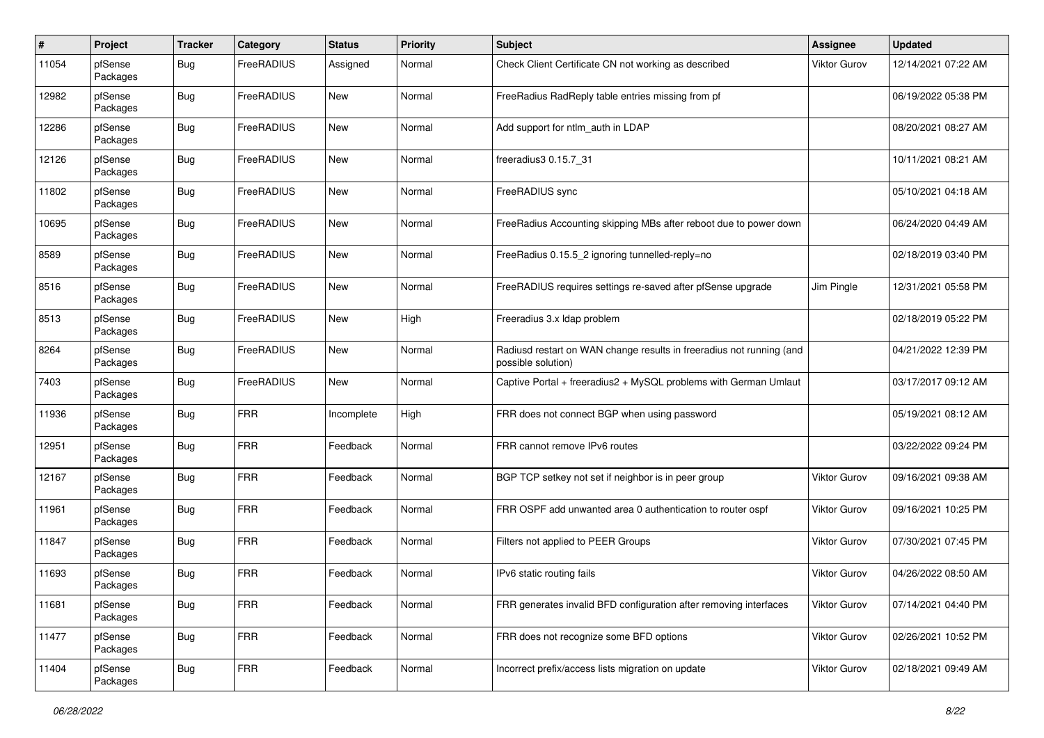| # | Project | Tracker | Category | Status | Priority | Subject | Assignee | Updated |
|---|---|---|---|---|---|---|---|---|
| 11054 | pfSense Packages | Bug | FreeRADIUS | Assigned | Normal | Check Client Certificate CN not working as described | Viktor Gurov | 12/14/2021 07:22 AM |
| 12982 | pfSense Packages | Bug | FreeRADIUS | New | Normal | FreeRadius RadReply table entries missing from pf | | 06/19/2022 05:38 PM |
| 12286 | pfSense Packages | Bug | FreeRADIUS | New | Normal | Add support for ntlm_auth in LDAP | | 08/20/2021 08:27 AM |
| 12126 | pfSense Packages | Bug | FreeRADIUS | New | Normal | freeradius3 0.15.7_31 | | 10/11/2021 08:21 AM |
| 11802 | pfSense Packages | Bug | FreeRADIUS | New | Normal | FreeRADIUS sync | | 05/10/2021 04:18 AM |
| 10695 | pfSense Packages | Bug | FreeRADIUS | New | Normal | FreeRadius Accounting skipping MBs after reboot due to power down | | 06/24/2020 04:49 AM |
| 8589 | pfSense Packages | Bug | FreeRADIUS | New | Normal | FreeRadius 0.15.5_2 ignoring tunnelled-reply=no | | 02/18/2019 03:40 PM |
| 8516 | pfSense Packages | Bug | FreeRADIUS | New | Normal | FreeRADIUS requires settings re-saved after pfSense upgrade | Jim Pingle | 12/31/2021 05:58 PM |
| 8513 | pfSense Packages | Bug | FreeRADIUS | New | High | Freeradius 3.x ldap problem | | 02/18/2019 05:22 PM |
| 8264 | pfSense Packages | Bug | FreeRADIUS | New | Normal | Radiusd restart on WAN change results in freeradius not running (and possible solution) | | 04/21/2022 12:39 PM |
| 7403 | pfSense Packages | Bug | FreeRADIUS | New | Normal | Captive Portal + freeradius2 + MySQL problems with German Umlaut | | 03/17/2017 09:12 AM |
| 11936 | pfSense Packages | Bug | FRR | Incomplete | High | FRR does not connect BGP when using password | | 05/19/2021 08:12 AM |
| 12951 | pfSense Packages | Bug | FRR | Feedback | Normal | FRR cannot remove IPv6 routes | | 03/22/2022 09:24 PM |
| 12167 | pfSense Packages | Bug | FRR | Feedback | Normal | BGP TCP setkey not set if neighbor is in peer group | Viktor Gurov | 09/16/2021 09:38 AM |
| 11961 | pfSense Packages | Bug | FRR | Feedback | Normal | FRR OSPF add unwanted area 0 authentication to router ospf | Viktor Gurov | 09/16/2021 10:25 PM |
| 11847 | pfSense Packages | Bug | FRR | Feedback | Normal | Filters not applied to PEER Groups | Viktor Gurov | 07/30/2021 07:45 PM |
| 11693 | pfSense Packages | Bug | FRR | Feedback | Normal | IPv6 static routing fails | Viktor Gurov | 04/26/2022 08:50 AM |
| 11681 | pfSense Packages | Bug | FRR | Feedback | Normal | FRR generates invalid BFD configuration after removing interfaces | Viktor Gurov | 07/14/2021 04:40 PM |
| 11477 | pfSense Packages | Bug | FRR | Feedback | Normal | FRR does not recognize some BFD options | Viktor Gurov | 02/26/2021 10:52 PM |
| 11404 | pfSense Packages | Bug | FRR | Feedback | Normal | Incorrect prefix/access lists migration on update | Viktor Gurov | 02/18/2021 09:49 AM |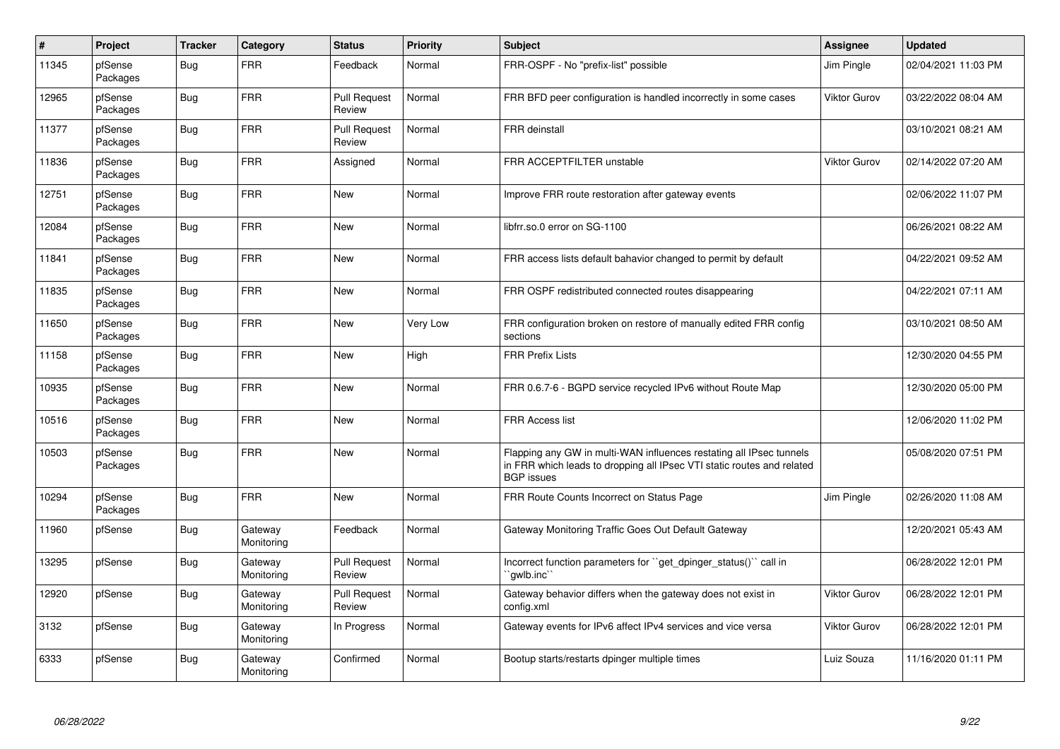| # | Project | Tracker | Category | Status | Priority | Subject | Assignee | Updated |
|---|---|---|---|---|---|---|---|---|
| 11345 | pfSense Packages | Bug | FRR | Feedback | Normal | FRR-OSPF - No "prefix-list" possible | Jim Pingle | 02/04/2021 11:03 PM |
| 12965 | pfSense Packages | Bug | FRR | Pull Request Review | Normal | FRR BFD peer configuration is handled incorrectly in some cases | Viktor Gurov | 03/22/2022 08:04 AM |
| 11377 | pfSense Packages | Bug | FRR | Pull Request Review | Normal | FRR deinstall | | 03/10/2021 08:21 AM |
| 11836 | pfSense Packages | Bug | FRR | Assigned | Normal | FRR ACCEPTFILTER unstable | Viktor Gurov | 02/14/2022 07:20 AM |
| 12751 | pfSense Packages | Bug | FRR | New | Normal | Improve FRR route restoration after gateway events | | 02/06/2022 11:07 PM |
| 12084 | pfSense Packages | Bug | FRR | New | Normal | libfrr.so.0 error on SG-1100 | | 06/26/2021 08:22 AM |
| 11841 | pfSense Packages | Bug | FRR | New | Normal | FRR access lists default bahavior changed to permit by default | | 04/22/2021 09:52 AM |
| 11835 | pfSense Packages | Bug | FRR | New | Normal | FRR OSPF redistributed connected routes disappearing | | 04/22/2021 07:11 AM |
| 11650 | pfSense Packages | Bug | FRR | New | Very Low | FRR configuration broken on restore of manually edited FRR config sections | | 03/10/2021 08:50 AM |
| 11158 | pfSense Packages | Bug | FRR | New | High | FRR Prefix Lists | | 12/30/2020 04:55 PM |
| 10935 | pfSense Packages | Bug | FRR | New | Normal | FRR 0.6.7-6 - BGPD service recycled IPv6 without Route Map | | 12/30/2020 05:00 PM |
| 10516 | pfSense Packages | Bug | FRR | New | Normal | FRR Access list | | 12/06/2020 11:02 PM |
| 10503 | pfSense Packages | Bug | FRR | New | Normal | Flapping any GW in multi-WAN influences restating all IPsec tunnels in FRR which leads to dropping all IPsec VTI static routes and related BGP issues | | 05/08/2020 07:51 PM |
| 10294 | pfSense Packages | Bug | FRR | New | Normal | FRR Route Counts Incorrect on Status Page | Jim Pingle | 02/26/2020 11:08 AM |
| 11960 | pfSense | Bug | Gateway Monitoring | Feedback | Normal | Gateway Monitoring Traffic Goes Out Default Gateway | | 12/20/2021 05:43 AM |
| 13295 | pfSense | Bug | Gateway Monitoring | Pull Request Review | Normal | Incorrect function parameters for ``get_dpinger_status()`` call in ``gwlb.inc`` | | 06/28/2022 12:01 PM |
| 12920 | pfSense | Bug | Gateway Monitoring | Pull Request Review | Normal | Gateway behavior differs when the gateway does not exist in config.xml | Viktor Gurov | 06/28/2022 12:01 PM |
| 3132 | pfSense | Bug | Gateway Monitoring | In Progress | Normal | Gateway events for IPv6 affect IPv4 services and vice versa | Viktor Gurov | 06/28/2022 12:01 PM |
| 6333 | pfSense | Bug | Gateway Monitoring | Confirmed | Normal | Bootup starts/restarts dpinger multiple times | Luiz Souza | 11/16/2020 01:11 PM |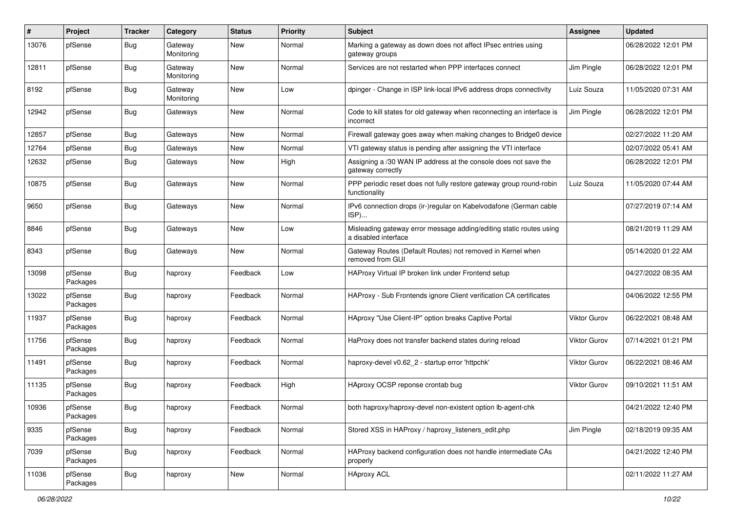| # | Project | Tracker | Category | Status | Priority | Subject | Assignee | Updated |
|---|---|---|---|---|---|---|---|---|
| 13076 | pfSense | Bug | Gateway Monitoring | New | Normal | Marking a gateway as down does not affect IPsec entries using gateway groups | | 06/28/2022 12:01 PM |
| 12811 | pfSense | Bug | Gateway Monitoring | New | Normal | Services are not restarted when PPP interfaces connect | Jim Pingle | 06/28/2022 12:01 PM |
| 8192 | pfSense | Bug | Gateway Monitoring | New | Low | dpinger - Change in ISP link-local IPv6 address drops connectivity | Luiz Souza | 11/05/2020 07:31 AM |
| 12942 | pfSense | Bug | Gateways | New | Normal | Code to kill states for old gateway when reconnecting an interface is incorrect | Jim Pingle | 06/28/2022 12:01 PM |
| 12857 | pfSense | Bug | Gateways | New | Normal | Firewall gateway goes away when making changes to Bridge0 device | | 02/27/2022 11:20 AM |
| 12764 | pfSense | Bug | Gateways | New | Normal | VTI gateway status is pending after assigning the VTI interface | | 02/07/2022 05:41 AM |
| 12632 | pfSense | Bug | Gateways | New | High | Assigning a /30 WAN IP address at the console does not save the gateway correctly | | 06/28/2022 12:01 PM |
| 10875 | pfSense | Bug | Gateways | New | Normal | PPP periodic reset does not fully restore gateway group round-robin functionality | Luiz Souza | 11/05/2020 07:44 AM |
| 9650 | pfSense | Bug | Gateways | New | Normal | IPv6 connection drops (ir-)regular on Kabelvodafone (German cable ISP)... | | 07/27/2019 07:14 AM |
| 8846 | pfSense | Bug | Gateways | New | Low | Misleading gateway error message adding/editing static routes using a disabled interface | | 08/21/2019 11:29 AM |
| 8343 | pfSense | Bug | Gateways | New | Normal | Gateway Routes (Default Routes) not removed in Kernel when removed from GUI | | 05/14/2020 01:22 AM |
| 13098 | pfSense Packages | Bug | haproxy | Feedback | Low | HAProxy Virtual IP broken link under Frontend setup | | 04/27/2022 08:35 AM |
| 13022 | pfSense Packages | Bug | haproxy | Feedback | Normal | HAProxy - Sub Frontends ignore Client verification CA certificates | | 04/06/2022 12:55 PM |
| 11937 | pfSense Packages | Bug | haproxy | Feedback | Normal | HAproxy "Use Client-IP" option breaks Captive Portal | Viktor Gurov | 06/22/2021 08:48 AM |
| 11756 | pfSense Packages | Bug | haproxy | Feedback | Normal | HaProxy does not transfer backend states during reload | Viktor Gurov | 07/14/2021 01:21 PM |
| 11491 | pfSense Packages | Bug | haproxy | Feedback | Normal | haproxy-devel v0.62_2 - startup error 'httpchk' | Viktor Gurov | 06/22/2021 08:46 AM |
| 11135 | pfSense Packages | Bug | haproxy | Feedback | High | HAproxy OCSP reponse crontab bug | Viktor Gurov | 09/10/2021 11:51 AM |
| 10936 | pfSense Packages | Bug | haproxy | Feedback | Normal | both haproxy/haproxy-devel non-existent option lb-agent-chk | | 04/21/2022 12:40 PM |
| 9335 | pfSense Packages | Bug | haproxy | Feedback | Normal | Stored XSS in HAProxy / haproxy_listeners_edit.php | Jim Pingle | 02/18/2019 09:35 AM |
| 7039 | pfSense Packages | Bug | haproxy | Feedback | Normal | HAProxy backend configuration does not handle intermediate CAs properly | | 04/21/2022 12:40 PM |
| 11036 | pfSense Packages | Bug | haproxy | New | Normal | HAproxy ACL | | 02/11/2022 11:27 AM |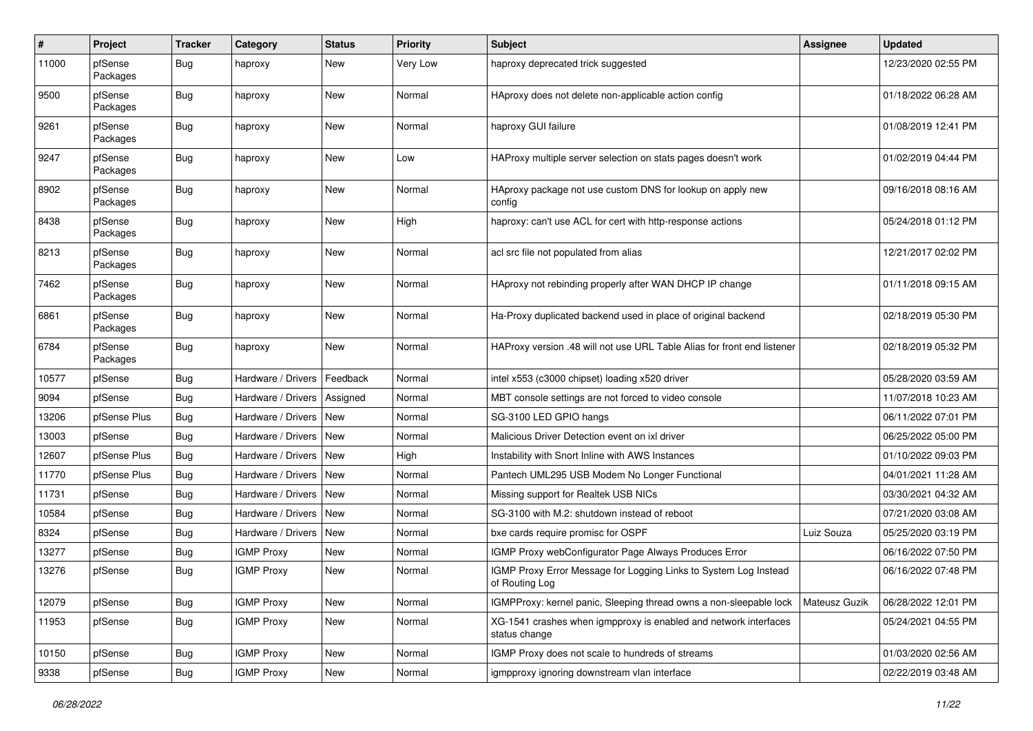| # | Project | Tracker | Category | Status | Priority | Subject | Assignee | Updated |
|---|---|---|---|---|---|---|---|---|
| 11000 | pfSense Packages | Bug | haproxy | New | Very Low | haproxy deprecated trick suggested | | 12/23/2020 02:55 PM |
| 9500 | pfSense Packages | Bug | haproxy | New | Normal | HAproxy does not delete non-applicable action config | | 01/18/2022 06:28 AM |
| 9261 | pfSense Packages | Bug | haproxy | New | Normal | haproxy GUI failure | | 01/08/2019 12:41 PM |
| 9247 | pfSense Packages | Bug | haproxy | New | Low | HAProxy multiple server selection on stats pages doesn't work | | 01/02/2019 04:44 PM |
| 8902 | pfSense Packages | Bug | haproxy | New | Normal | HAproxy package not use custom DNS for lookup on apply new config | | 09/16/2018 08:16 AM |
| 8438 | pfSense Packages | Bug | haproxy | New | High | haproxy: can't use ACL for cert with http-response actions | | 05/24/2018 01:12 PM |
| 8213 | pfSense Packages | Bug | haproxy | New | Normal | acl src file not populated from alias | | 12/21/2017 02:02 PM |
| 7462 | pfSense Packages | Bug | haproxy | New | Normal | HAproxy not rebinding properly after WAN DHCP IP change | | 01/11/2018 09:15 AM |
| 6861 | pfSense Packages | Bug | haproxy | New | Normal | Ha-Proxy duplicated backend used in place of original backend | | 02/18/2019 05:30 PM |
| 6784 | pfSense Packages | Bug | haproxy | New | Normal | HAProxy version .48 will not use URL Table Alias for front end listener | | 02/18/2019 05:32 PM |
| 10577 | pfSense | Bug | Hardware / Drivers | Feedback | Normal | intel x553 (c3000 chipset) loading x520 driver | | 05/28/2020 03:59 AM |
| 9094 | pfSense | Bug | Hardware / Drivers | Assigned | Normal | MBT console settings are not forced to video console | | 11/07/2018 10:23 AM |
| 13206 | pfSense Plus | Bug | Hardware / Drivers | New | Normal | SG-3100 LED GPIO hangs | | 06/11/2022 07:01 PM |
| 13003 | pfSense | Bug | Hardware / Drivers | New | Normal | Malicious Driver Detection event on ixl driver | | 06/25/2022 05:00 PM |
| 12607 | pfSense Plus | Bug | Hardware / Drivers | New | High | Instability with Snort Inline with AWS Instances | | 01/10/2022 09:03 PM |
| 11770 | pfSense Plus | Bug | Hardware / Drivers | New | Normal | Pantech UML295 USB Modem No Longer Functional | | 04/01/2021 11:28 AM |
| 11731 | pfSense | Bug | Hardware / Drivers | New | Normal | Missing support for Realtek USB NICs | | 03/30/2021 04:32 AM |
| 10584 | pfSense | Bug | Hardware / Drivers | New | Normal | SG-3100 with M.2: shutdown instead of reboot | | 07/21/2020 03:08 AM |
| 8324 | pfSense | Bug | Hardware / Drivers | New | Normal | bxe cards require promisc for OSPF | Luiz Souza | 05/25/2020 03:19 PM |
| 13277 | pfSense | Bug | IGMP Proxy | New | Normal | IGMP Proxy webConfigurator Page Always Produces Error | | 06/16/2022 07:50 PM |
| 13276 | pfSense | Bug | IGMP Proxy | New | Normal | IGMP Proxy Error Message for Logging Links to System Log Instead of Routing Log | | 06/16/2022 07:48 PM |
| 12079 | pfSense | Bug | IGMP Proxy | New | Normal | IGMPProxy: kernel panic, Sleeping thread owns a non-sleepable lock | Mateusz Guzik | 06/28/2022 12:01 PM |
| 11953 | pfSense | Bug | IGMP Proxy | New | Normal | XG-1541 crashes when igmpproxy is enabled and network interfaces status change | | 05/24/2021 04:55 PM |
| 10150 | pfSense | Bug | IGMP Proxy | New | Normal | IGMP Proxy does not scale to hundreds of streams | | 01/03/2020 02:56 AM |
| 9338 | pfSense | Bug | IGMP Proxy | New | Normal | igmpproxy ignoring downstream vlan interface | | 02/22/2019 03:48 AM |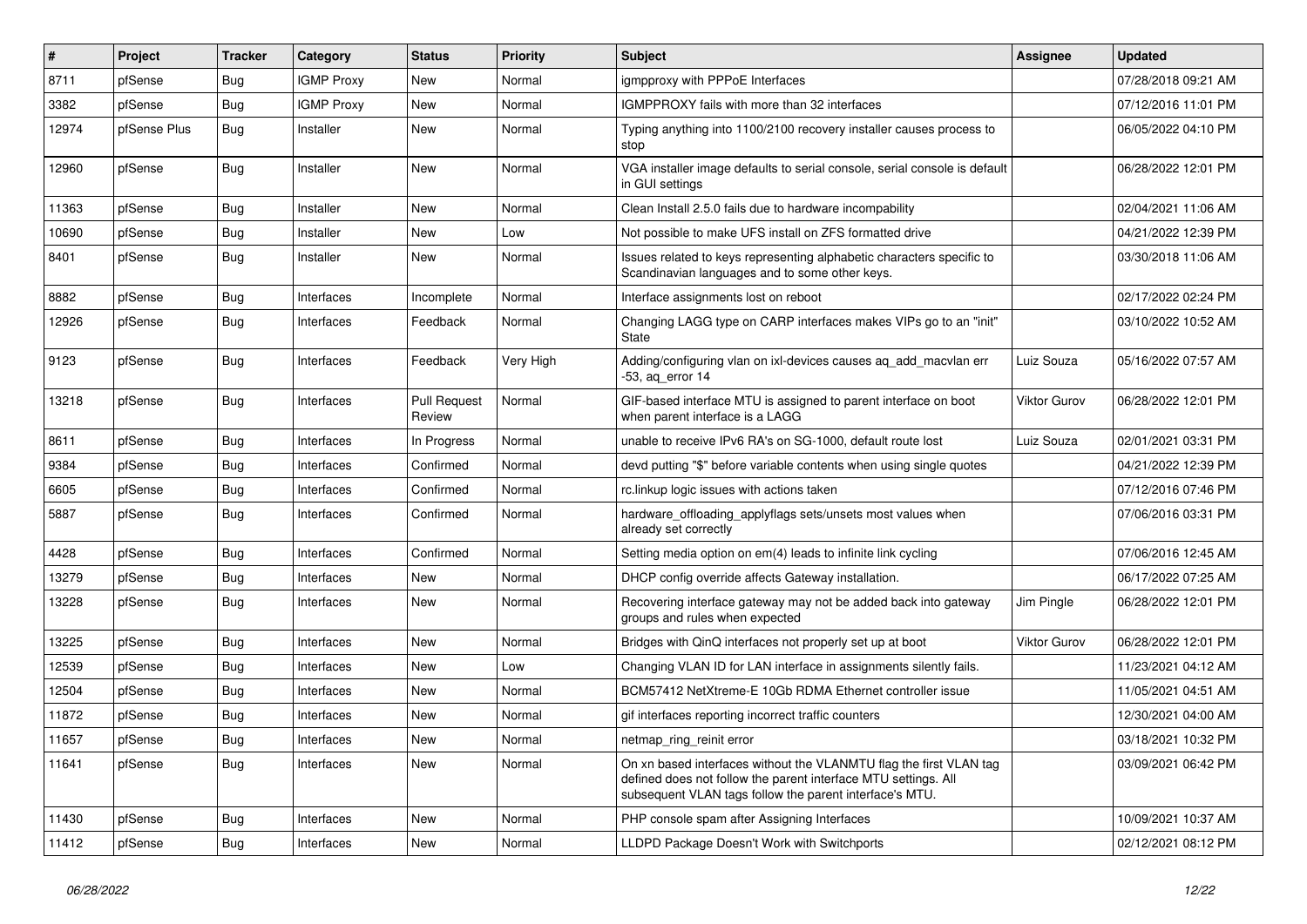| # | Project | Tracker | Category | Status | Priority | Subject | Assignee | Updated |
|---|---|---|---|---|---|---|---|---|
| 8711 | pfSense | Bug | IGMP Proxy | New | Normal | igmpproxy with PPPoE Interfaces | | 07/28/2018 09:21 AM |
| 3382 | pfSense | Bug | IGMP Proxy | New | Normal | IGMPPROXY fails with more than 32 interfaces | | 07/12/2016 11:01 PM |
| 12974 | pfSense Plus | Bug | Installer | New | Normal | Typing anything into 1100/2100 recovery installer causes process to stop | | 06/05/2022 04:10 PM |
| 12960 | pfSense | Bug | Installer | New | Normal | VGA installer image defaults to serial console, serial console is default in GUI settings | | 06/28/2022 12:01 PM |
| 11363 | pfSense | Bug | Installer | New | Normal | Clean Install 2.5.0 fails due to hardware incompability | | 02/04/2021 11:06 AM |
| 10690 | pfSense | Bug | Installer | New | Low | Not possible to make UFS install on ZFS formatted drive | | 04/21/2022 12:39 PM |
| 8401 | pfSense | Bug | Installer | New | Normal | Issues related to keys representing alphabetic characters specific to Scandinavian languages and to some other keys. | | 03/30/2018 11:06 AM |
| 8882 | pfSense | Bug | Interfaces | Incomplete | Normal | Interface assignments lost on reboot | | 02/17/2022 02:24 PM |
| 12926 | pfSense | Bug | Interfaces | Feedback | Normal | Changing LAGG type on CARP interfaces makes VIPs go to an "init" State | | 03/10/2022 10:52 AM |
| 9123 | pfSense | Bug | Interfaces | Feedback | Very High | Adding/configuring vlan on ixl-devices causes aq_add_macvlan err -53, aq_error 14 | Luiz Souza | 05/16/2022 07:57 AM |
| 13218 | pfSense | Bug | Interfaces | Pull Request Review | Normal | GIF-based interface MTU is assigned to parent interface on boot when parent interface is a LAGG | Viktor Gurov | 06/28/2022 12:01 PM |
| 8611 | pfSense | Bug | Interfaces | In Progress | Normal | unable to receive IPv6 RA's on SG-1000, default route lost | Luiz Souza | 02/01/2021 03:31 PM |
| 9384 | pfSense | Bug | Interfaces | Confirmed | Normal | devd putting "$" before variable contents when using single quotes | | 04/21/2022 12:39 PM |
| 6605 | pfSense | Bug | Interfaces | Confirmed | Normal | rc.linkup logic issues with actions taken | | 07/12/2016 07:46 PM |
| 5887 | pfSense | Bug | Interfaces | Confirmed | Normal | hardware_offloading_applyflags sets/unsets most values when already set correctly | | 07/06/2016 03:31 PM |
| 4428 | pfSense | Bug | Interfaces | Confirmed | Normal | Setting media option on em(4) leads to infinite link cycling | | 07/06/2016 12:45 AM |
| 13279 | pfSense | Bug | Interfaces | New | Normal | DHCP config override affects Gateway installation. | | 06/17/2022 07:25 AM |
| 13228 | pfSense | Bug | Interfaces | New | Normal | Recovering interface gateway may not be added back into gateway groups and rules when expected | Jim Pingle | 06/28/2022 12:01 PM |
| 13225 | pfSense | Bug | Interfaces | New | Normal | Bridges with QinQ interfaces not properly set up at boot | Viktor Gurov | 06/28/2022 12:01 PM |
| 12539 | pfSense | Bug | Interfaces | New | Low | Changing VLAN ID for LAN interface in assignments silently fails. | | 11/23/2021 04:12 AM |
| 12504 | pfSense | Bug | Interfaces | New | Normal | BCM57412 NetXtreme-E 10Gb RDMA Ethernet controller issue | | 11/05/2021 04:51 AM |
| 11872 | pfSense | Bug | Interfaces | New | Normal | gif interfaces reporting incorrect traffic counters | | 12/30/2021 04:00 AM |
| 11657 | pfSense | Bug | Interfaces | New | Normal | netmap_ring_reinit error | | 03/18/2021 10:32 PM |
| 11641 | pfSense | Bug | Interfaces | New | Normal | On xn based interfaces without the VLANMTU flag the first VLAN tag defined does not follow the parent interface MTU settings. All subsequent VLAN tags follow the parent interface's MTU. | | 03/09/2021 06:42 PM |
| 11430 | pfSense | Bug | Interfaces | New | Normal | PHP console spam after Assigning Interfaces | | 10/09/2021 10:37 AM |
| 11412 | pfSense | Bug | Interfaces | New | Normal | LLDPD Package Doesn't Work with Switchports | | 02/12/2021 08:12 PM |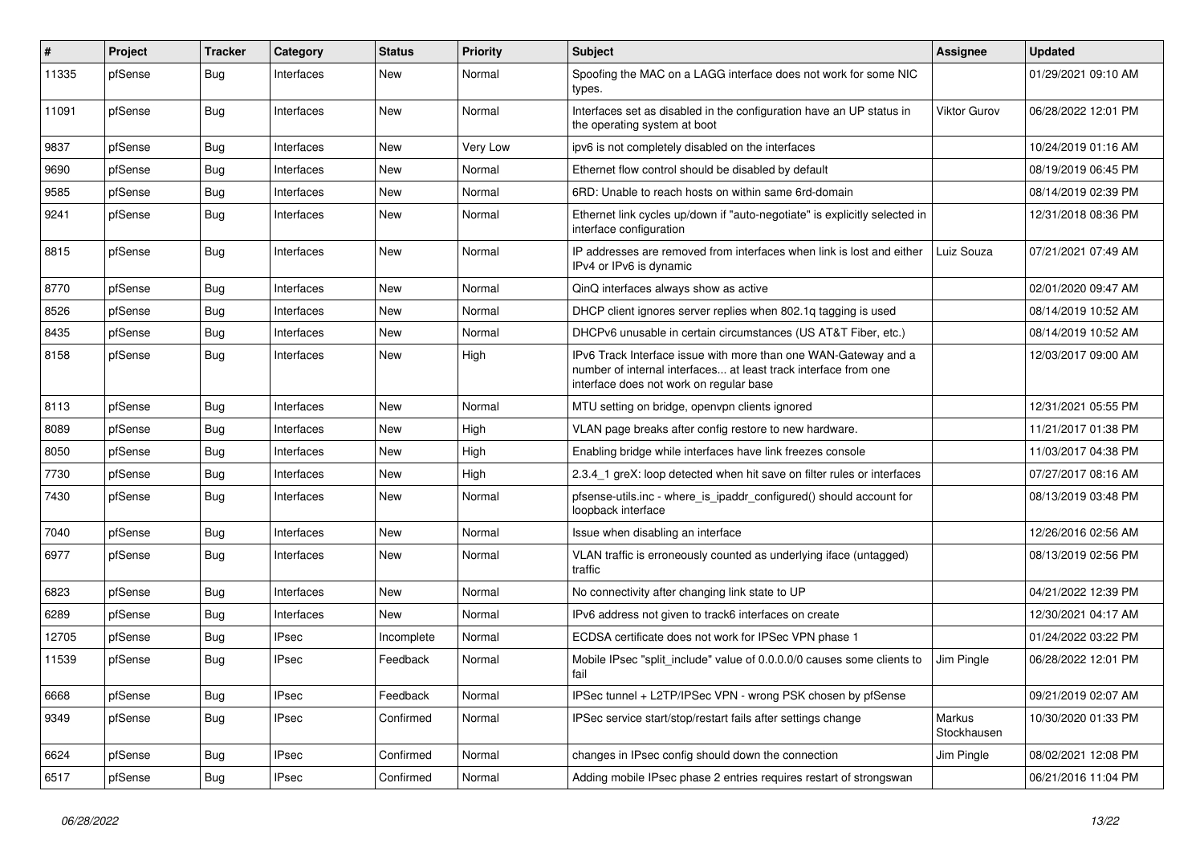| # | Project | Tracker | Category | Status | Priority | Subject | Assignee | Updated |
|---|---|---|---|---|---|---|---|---|
| 11335 | pfSense | Bug | Interfaces | New | Normal | Spoofing the MAC on a LAGG interface does not work for some NIC types. | | 01/29/2021 09:10 AM |
| 11091 | pfSense | Bug | Interfaces | New | Normal | Interfaces set as disabled in the configuration have an UP status in the operating system at boot | Viktor Gurov | 06/28/2022 12:01 PM |
| 9837 | pfSense | Bug | Interfaces | New | Very Low | ipv6 is not completely disabled on the interfaces | | 10/24/2019 01:16 AM |
| 9690 | pfSense | Bug | Interfaces | New | Normal | Ethernet flow control should be disabled by default | | 08/19/2019 06:45 PM |
| 9585 | pfSense | Bug | Interfaces | New | Normal | 6RD: Unable to reach hosts on within same 6rd-domain | | 08/14/2019 02:39 PM |
| 9241 | pfSense | Bug | Interfaces | New | Normal | Ethernet link cycles up/down if "auto-negotiate" is explicitly selected in interface configuration | | 12/31/2018 08:36 PM |
| 8815 | pfSense | Bug | Interfaces | New | Normal | IP addresses are removed from interfaces when link is lost and either IPv4 or IPv6 is dynamic | Luiz Souza | 07/21/2021 07:49 AM |
| 8770 | pfSense | Bug | Interfaces | New | Normal | QinQ interfaces always show as active | | 02/01/2020 09:47 AM |
| 8526 | pfSense | Bug | Interfaces | New | Normal | DHCP client ignores server replies when 802.1q tagging is used | | 08/14/2019 10:52 AM |
| 8435 | pfSense | Bug | Interfaces | New | Normal | DHCPv6 unusable in certain circumstances (US AT&T Fiber, etc.) | | 08/14/2019 10:52 AM |
| 8158 | pfSense | Bug | Interfaces | New | High | IPv6 Track Interface issue with more than one WAN-Gateway and a number of internal interfaces... at least track interface from one interface does not work on regular base | | 12/03/2017 09:00 AM |
| 8113 | pfSense | Bug | Interfaces | New | Normal | MTU setting on bridge, openvpn clients ignored | | 12/31/2021 05:55 PM |
| 8089 | pfSense | Bug | Interfaces | New | High | VLAN page breaks after config restore to new hardware. | | 11/21/2017 01:38 PM |
| 8050 | pfSense | Bug | Interfaces | New | High | Enabling bridge while interfaces have link freezes console | | 11/03/2017 04:38 PM |
| 7730 | pfSense | Bug | Interfaces | New | High | 2.3.4_1 greX: loop detected when hit save on filter rules or interfaces | | 07/27/2017 08:16 AM |
| 7430 | pfSense | Bug | Interfaces | New | Normal | pfsense-utils.inc - where_is_ipaddr_configured() should account for loopback interface | | 08/13/2019 03:48 PM |
| 7040 | pfSense | Bug | Interfaces | New | Normal | Issue when disabling an interface | | 12/26/2016 02:56 AM |
| 6977 | pfSense | Bug | Interfaces | New | Normal | VLAN traffic is erroneously counted as underlying iface (untagged) traffic | | 08/13/2019 02:56 PM |
| 6823 | pfSense | Bug | Interfaces | New | Normal | No connectivity after changing link state to UP | | 04/21/2022 12:39 PM |
| 6289 | pfSense | Bug | Interfaces | New | Normal | IPv6 address not given to track6 interfaces on create | | 12/30/2021 04:17 AM |
| 12705 | pfSense | Bug | IPsec | Incomplete | Normal | ECDSA certificate does not work for IPSec VPN phase 1 | | 01/24/2022 03:22 PM |
| 11539 | pfSense | Bug | IPsec | Feedback | Normal | Mobile IPsec "split_include" value of 0.0.0.0/0 causes some clients to fail | Jim Pingle | 06/28/2022 12:01 PM |
| 6668 | pfSense | Bug | IPsec | Feedback | Normal | IPSec tunnel + L2TP/IPSec VPN - wrong PSK chosen by pfSense | | 09/21/2019 02:07 AM |
| 9349 | pfSense | Bug | IPsec | Confirmed | Normal | IPSec service start/stop/restart fails after settings change | Markus Stockhausen | 10/30/2020 01:33 PM |
| 6624 | pfSense | Bug | IPsec | Confirmed | Normal | changes in IPsec config should down the connection | Jim Pingle | 08/02/2021 12:08 PM |
| 6517 | pfSense | Bug | IPsec | Confirmed | Normal | Adding mobile IPsec phase 2 entries requires restart of strongswan | | 06/21/2016 11:04 PM |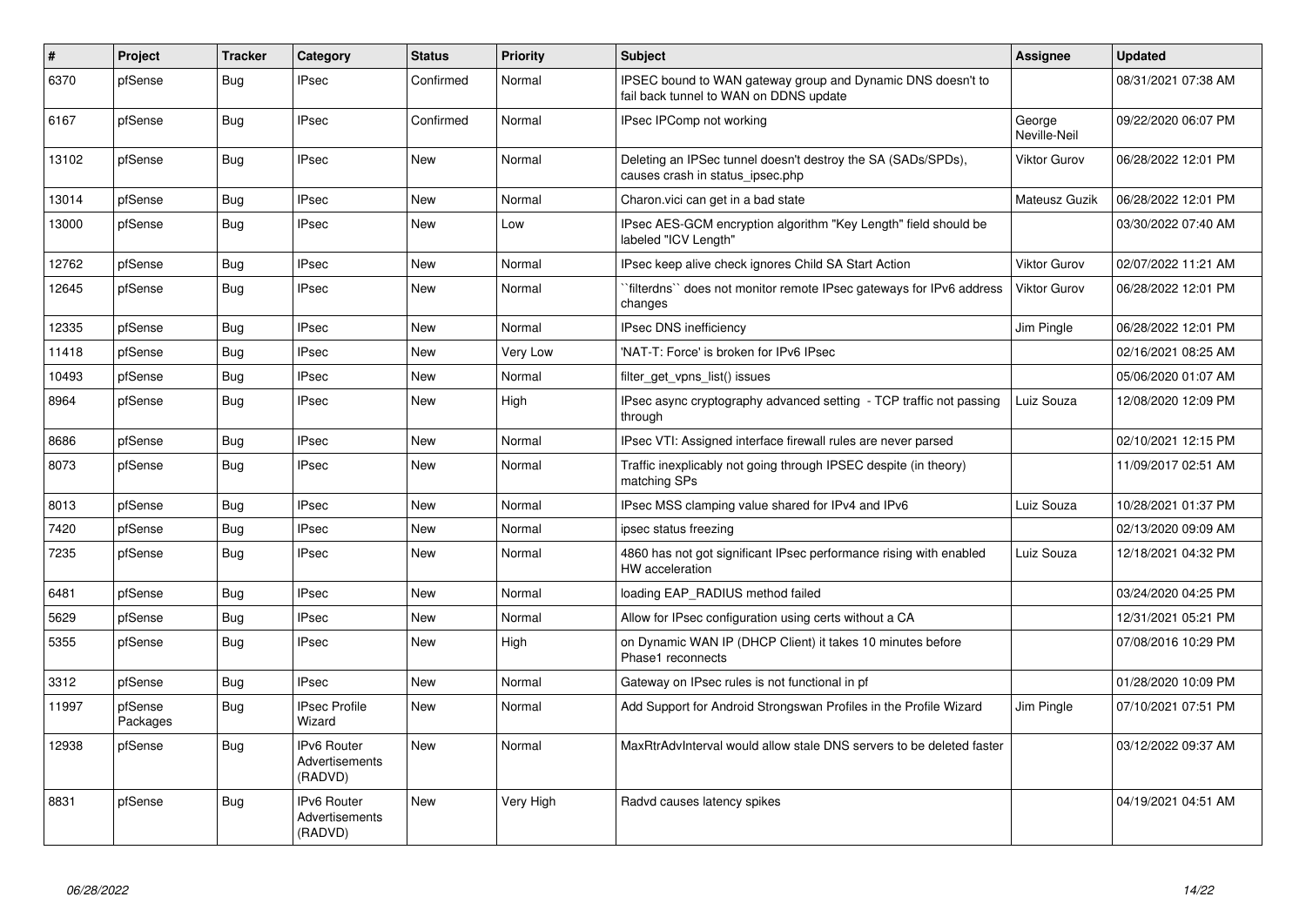| # | Project | Tracker | Category | Status | Priority | Subject | Assignee | Updated |
|---|---|---|---|---|---|---|---|---|
| 6370 | pfSense | Bug | IPsec | Confirmed | Normal | IPSEC bound to WAN gateway group and Dynamic DNS doesn't to fail back tunnel to WAN on DDNS update | | 08/31/2021 07:38 AM |
| 6167 | pfSense | Bug | IPsec | Confirmed | Normal | IPsec IPComp not working | George Neville-Neil | 09/22/2020 06:07 PM |
| 13102 | pfSense | Bug | IPsec | New | Normal | Deleting an IPSec tunnel doesn't destroy the SA (SADs/SPDs), causes crash in status_ipsec.php | Viktor Gurov | 06/28/2022 12:01 PM |
| 13014 | pfSense | Bug | IPsec | New | Normal | Charon.vici can get in a bad state | Mateusz Guzik | 06/28/2022 12:01 PM |
| 13000 | pfSense | Bug | IPsec | New | Low | IPsec AES-GCM encryption algorithm "Key Length" field should be labeled "ICV Length" | | 03/30/2022 07:40 AM |
| 12762 | pfSense | Bug | IPsec | New | Normal | IPsec keep alive check ignores Child SA Start Action | Viktor Gurov | 02/07/2022 11:21 AM |
| 12645 | pfSense | Bug | IPsec | New | Normal | ``filterdns`` does not monitor remote IPsec gateways for IPv6 address changes | Viktor Gurov | 06/28/2022 12:01 PM |
| 12335 | pfSense | Bug | IPsec | New | Normal | IPsec DNS inefficiency | Jim Pingle | 06/28/2022 12:01 PM |
| 11418 | pfSense | Bug | IPsec | New | Very Low | 'NAT-T: Force' is broken for IPv6 IPsec | | 02/16/2021 08:25 AM |
| 10493 | pfSense | Bug | IPsec | New | Normal | filter_get_vpns_list() issues | | 05/06/2020 01:07 AM |
| 8964 | pfSense | Bug | IPsec | New | High | IPsec async cryptography advanced setting - TCP traffic not passing through | Luiz Souza | 12/08/2020 12:09 PM |
| 8686 | pfSense | Bug | IPsec | New | Normal | IPsec VTI: Assigned interface firewall rules are never parsed | | 02/10/2021 12:15 PM |
| 8073 | pfSense | Bug | IPsec | New | Normal | Traffic inexplicably not going through IPSEC despite (in theory) matching SPs | | 11/09/2017 02:51 AM |
| 8013 | pfSense | Bug | IPsec | New | Normal | IPsec MSS clamping value shared for IPv4 and IPv6 | Luiz Souza | 10/28/2021 01:37 PM |
| 7420 | pfSense | Bug | IPsec | New | Normal | ipsec status freezing | | 02/13/2020 09:09 AM |
| 7235 | pfSense | Bug | IPsec | New | Normal | 4860 has not got significant IPsec performance rising with enabled HW acceleration | Luiz Souza | 12/18/2021 04:32 PM |
| 6481 | pfSense | Bug | IPsec | New | Normal | loading EAP_RADIUS method failed | | 03/24/2020 04:25 PM |
| 5629 | pfSense | Bug | IPsec | New | Normal | Allow for IPsec configuration using certs without a CA | | 12/31/2021 05:21 PM |
| 5355 | pfSense | Bug | IPsec | New | High | on Dynamic WAN IP (DHCP Client) it takes 10 minutes before Phase1 reconnects | | 07/08/2016 10:29 PM |
| 3312 | pfSense | Bug | IPsec | New | Normal | Gateway on IPsec rules is not functional in pf | | 01/28/2020 10:09 PM |
| 11997 | pfSense Packages | Bug | IPsec Profile Wizard | New | Normal | Add Support for Android Strongswan Profiles in the Profile Wizard | Jim Pingle | 07/10/2021 07:51 PM |
| 12938 | pfSense | Bug | IPv6 Router Advertisements (RADVD) | New | Normal | MaxRtrAdvInterval would allow stale DNS servers to be deleted faster | | 03/12/2022 09:37 AM |
| 8831 | pfSense | Bug | IPv6 Router Advertisements (RADVD) | New | Very High | Radvd causes latency spikes | | 04/19/2021 04:51 AM |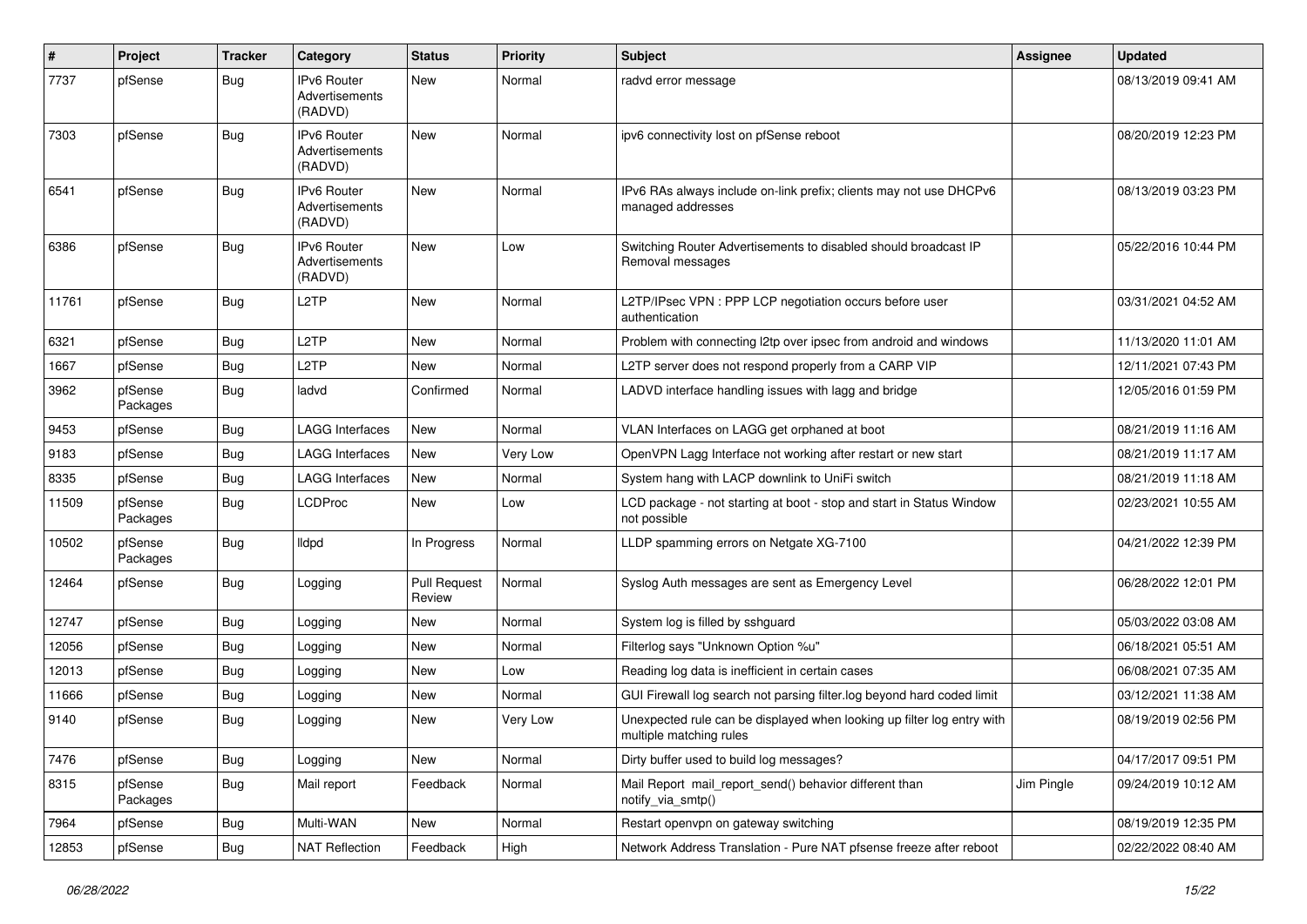| # | Project | Tracker | Category | Status | Priority | Subject | Assignee | Updated |
|---|---|---|---|---|---|---|---|---|
| 7737 | pfSense | Bug | IPv6 Router Advertisements (RADVD) | New | Normal | radvd error message | | 08/13/2019 09:41 AM |
| 7303 | pfSense | Bug | IPv6 Router Advertisements (RADVD) | New | Normal | ipv6 connectivity lost on pfSense reboot | | 08/20/2019 12:23 PM |
| 6541 | pfSense | Bug | IPv6 Router Advertisements (RADVD) | New | Normal | IPv6 RAs always include on-link prefix; clients may not use DHCPv6 managed addresses | | 08/13/2019 03:23 PM |
| 6386 | pfSense | Bug | IPv6 Router Advertisements (RADVD) | New | Low | Switching Router Advertisements to disabled should broadcast IP Removal messages | | 05/22/2016 10:44 PM |
| 11761 | pfSense | Bug | L2TP | New | Normal | L2TP/IPsec VPN : PPP LCP negotiation occurs before user authentication | | 03/31/2021 04:52 AM |
| 6321 | pfSense | Bug | L2TP | New | Normal | Problem with connecting l2tp over ipsec from android and windows | | 11/13/2020 11:01 AM |
| 1667 | pfSense | Bug | L2TP | New | Normal | L2TP server does not respond properly from a CARP VIP | | 12/11/2021 07:43 PM |
| 3962 | pfSense Packages | Bug | ladvd | Confirmed | Normal | LADVD interface handling issues with lagg and bridge | | 12/05/2016 01:59 PM |
| 9453 | pfSense | Bug | LAGG Interfaces | New | Normal | VLAN Interfaces on LAGG get orphaned at boot | | 08/21/2019 11:16 AM |
| 9183 | pfSense | Bug | LAGG Interfaces | New | Very Low | OpenVPN Lagg Interface not working after restart or new start | | 08/21/2019 11:17 AM |
| 8335 | pfSense | Bug | LAGG Interfaces | New | Normal | System hang with LACP downlink to UniFi switch | | 08/21/2019 11:18 AM |
| 11509 | pfSense Packages | Bug | LCDProc | New | Low | LCD package - not starting at boot - stop and start in Status Window not possible | | 02/23/2021 10:55 AM |
| 10502 | pfSense Packages | Bug | lldpd | In Progress | Normal | LLDP spamming errors on Netgate XG-7100 | | 04/21/2022 12:39 PM |
| 12464 | pfSense | Bug | Logging | Pull Request Review | Normal | Syslog Auth messages are sent as Emergency Level | | 06/28/2022 12:01 PM |
| 12747 | pfSense | Bug | Logging | New | Normal | System log is filled by sshguard | | 05/03/2022 03:08 AM |
| 12056 | pfSense | Bug | Logging | New | Normal | Filterlog says "Unknown Option %u" | | 06/18/2021 05:51 AM |
| 12013 | pfSense | Bug | Logging | New | Low | Reading log data is inefficient in certain cases | | 06/08/2021 07:35 AM |
| 11666 | pfSense | Bug | Logging | New | Normal | GUI Firewall log search not parsing filter.log beyond hard coded limit | | 03/12/2021 11:38 AM |
| 9140 | pfSense | Bug | Logging | New | Very Low | Unexpected rule can be displayed when looking up filter log entry with multiple matching rules | | 08/19/2019 02:56 PM |
| 7476 | pfSense | Bug | Logging | New | Normal | Dirty buffer used to build log messages? | | 04/17/2017 09:51 PM |
| 8315 | pfSense Packages | Bug | Mail report | Feedback | Normal | Mail Report mail_report_send() behavior different than notify_via_smtp() | Jim Pingle | 09/24/2019 10:12 AM |
| 7964 | pfSense | Bug | Multi-WAN | New | Normal | Restart openvpn on gateway switching | | 08/19/2019 12:35 PM |
| 12853 | pfSense | Bug | NAT Reflection | Feedback | High | Network Address Translation - Pure NAT pfsense freeze after reboot | | 02/22/2022 08:40 AM |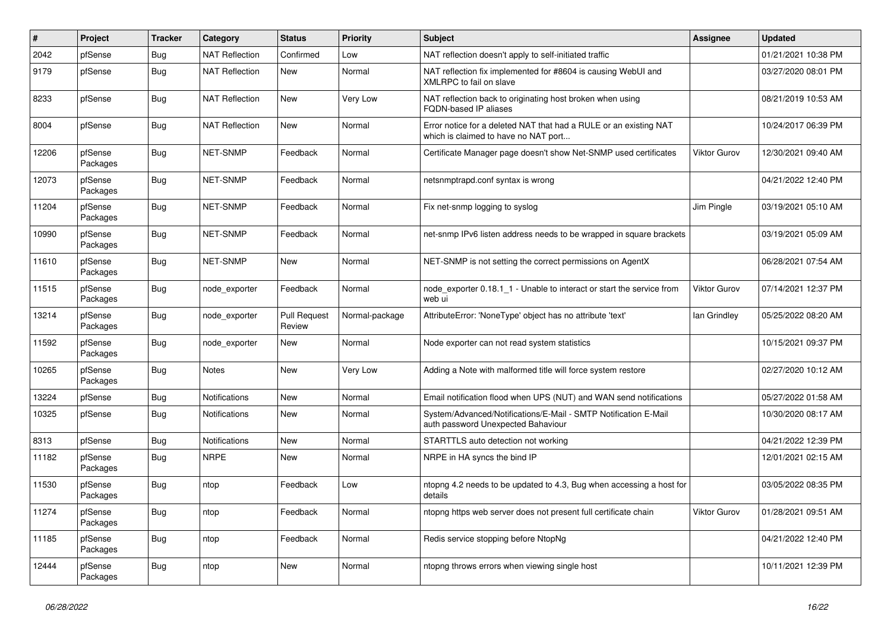| # | Project | Tracker | Category | Status | Priority | Subject | Assignee | Updated |
|---|---|---|---|---|---|---|---|---|
| 2042 | pfSense | Bug | NAT Reflection | Confirmed | Low | NAT reflection doesn't apply to self-initiated traffic | | 01/21/2021 10:38 PM |
| 9179 | pfSense | Bug | NAT Reflection | New | Normal | NAT reflection fix implemented for #8604 is causing WebUI and XMLRPC to fail on slave | | 03/27/2020 08:01 PM |
| 8233 | pfSense | Bug | NAT Reflection | New | Very Low | NAT reflection back to originating host broken when using FQDN-based IP aliases | | 08/21/2019 10:53 AM |
| 8004 | pfSense | Bug | NAT Reflection | New | Normal | Error notice for a deleted NAT that had a RULE or an existing NAT which is claimed to have no NAT port... | | 10/24/2017 06:39 PM |
| 12206 | pfSense Packages | Bug | NET-SNMP | Feedback | Normal | Certificate Manager page doesn't show Net-SNMP used certificates | Viktor Gurov | 12/30/2021 09:40 AM |
| 12073 | pfSense Packages | Bug | NET-SNMP | Feedback | Normal | netsnmptrapd.conf syntax is wrong | | 04/21/2022 12:40 PM |
| 11204 | pfSense Packages | Bug | NET-SNMP | Feedback | Normal | Fix net-snmp logging to syslog | Jim Pingle | 03/19/2021 05:10 AM |
| 10990 | pfSense Packages | Bug | NET-SNMP | Feedback | Normal | net-snmp IPv6 listen address needs to be wrapped in square brackets | | 03/19/2021 05:09 AM |
| 11610 | pfSense Packages | Bug | NET-SNMP | New | Normal | NET-SNMP is not setting the correct permissions on AgentX | | 06/28/2021 07:54 AM |
| 11515 | pfSense Packages | Bug | node_exporter | Feedback | Normal | node_exporter 0.18.1_1 - Unable to interact or start the service from web ui | Viktor Gurov | 07/14/2021 12:37 PM |
| 13214 | pfSense Packages | Bug | node_exporter | Pull Request Review | Normal-package | AttributeError: 'NoneType' object has no attribute 'text' | Ian Grindley | 05/25/2022 08:20 AM |
| 11592 | pfSense Packages | Bug | node_exporter | New | Normal | Node exporter can not read system statistics | | 10/15/2021 09:37 PM |
| 10265 | pfSense Packages | Bug | Notes | New | Very Low | Adding a Note with malformed title will force system restore | | 02/27/2020 10:12 AM |
| 13224 | pfSense | Bug | Notifications | New | Normal | Email notification flood when UPS (NUT) and WAN send notifications | | 05/27/2022 01:58 AM |
| 10325 | pfSense | Bug | Notifications | New | Normal | System/Advanced/Notifications/E-Mail - SMTP Notification E-Mail auth password Unexpected Bahaviour | | 10/30/2020 08:17 AM |
| 8313 | pfSense | Bug | Notifications | New | Normal | STARTTLS auto detection not working | | 04/21/2022 12:39 PM |
| 11182 | pfSense Packages | Bug | NRPE | New | Normal | NRPE in HA syncs the bind IP | | 12/01/2021 02:15 AM |
| 11530 | pfSense Packages | Bug | ntop | Feedback | Low | ntopng 4.2 needs to be updated to 4.3, Bug when accessing a host for details | | 03/05/2022 08:35 PM |
| 11274 | pfSense Packages | Bug | ntop | Feedback | Normal | ntopng https web server does not present full certificate chain | Viktor Gurov | 01/28/2021 09:51 AM |
| 11185 | pfSense Packages | Bug | ntop | Feedback | Normal | Redis service stopping before NtopNg | | 04/21/2022 12:40 PM |
| 12444 | pfSense Packages | Bug | ntop | New | Normal | ntopng throws errors when viewing single host | | 10/11/2021 12:39 PM |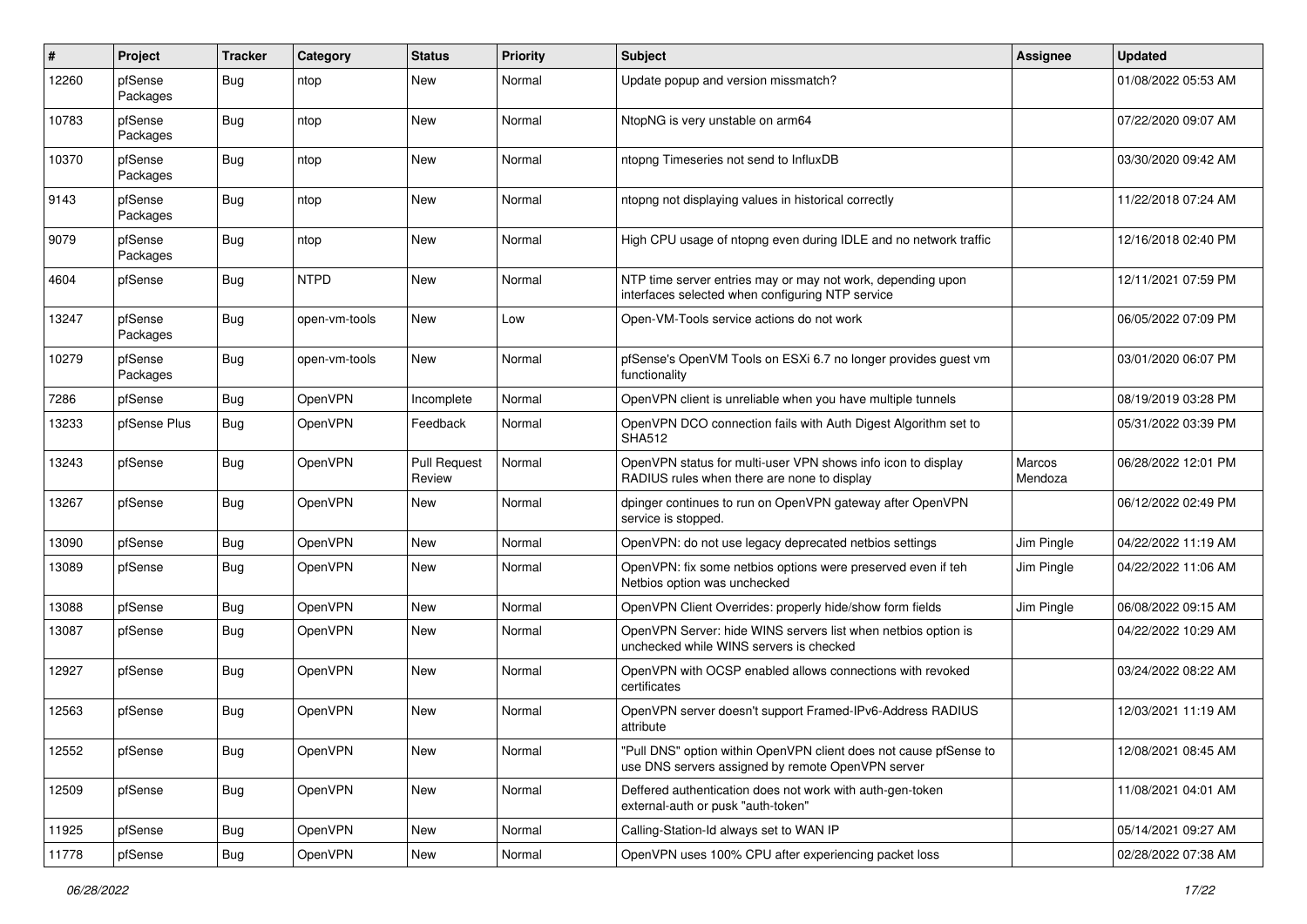| # | Project | Tracker | Category | Status | Priority | Subject | Assignee | Updated |
|---|---|---|---|---|---|---|---|---|
| 12260 | pfSense Packages | Bug | ntop | New | Normal | Update popup and version missmatch? | | 01/08/2022 05:53 AM |
| 10783 | pfSense Packages | Bug | ntop | New | Normal | NtopNG is very unstable on arm64 | | 07/22/2020 09:07 AM |
| 10370 | pfSense Packages | Bug | ntop | New | Normal | ntopng Timeseries not send to InfluxDB | | 03/30/2020 09:42 AM |
| 9143 | pfSense Packages | Bug | ntop | New | Normal | ntopng not displaying values in historical correctly | | 11/22/2018 07:24 AM |
| 9079 | pfSense Packages | Bug | ntop | New | Normal | High CPU usage of ntopng even during IDLE and no network traffic | | 12/16/2018 02:40 PM |
| 4604 | pfSense | Bug | NTPD | New | Normal | NTP time server entries may or may not work, depending upon interfaces selected when configuring NTP service | | 12/11/2021 07:59 PM |
| 13247 | pfSense Packages | Bug | open-vm-tools | New | Low | Open-VM-Tools service actions do not work | | 06/05/2022 07:09 PM |
| 10279 | pfSense Packages | Bug | open-vm-tools | New | Normal | pfSense's OpenVM Tools on ESXi 6.7 no longer provides guest vm functionality | | 03/01/2020 06:07 PM |
| 7286 | pfSense | Bug | OpenVPN | Incomplete | Normal | OpenVPN client is unreliable when you have multiple tunnels | | 08/19/2019 03:28 PM |
| 13233 | pfSense Plus | Bug | OpenVPN | Feedback | Normal | OpenVPN DCO connection fails with Auth Digest Algorithm set to SHA512 | | 05/31/2022 03:39 PM |
| 13243 | pfSense | Bug | OpenVPN | Pull Request Review | Normal | OpenVPN status for multi-user VPN shows info icon to display RADIUS rules when there are none to display | Marcos Mendoza | 06/28/2022 12:01 PM |
| 13267 | pfSense | Bug | OpenVPN | New | Normal | dpinger continues to run on OpenVPN gateway after OpenVPN service is stopped. | | 06/12/2022 02:49 PM |
| 13090 | pfSense | Bug | OpenVPN | New | Normal | OpenVPN: do not use legacy deprecated netbios settings | Jim Pingle | 04/22/2022 11:19 AM |
| 13089 | pfSense | Bug | OpenVPN | New | Normal | OpenVPN: fix some netbios options were preserved even if teh Netbios option was unchecked | Jim Pingle | 04/22/2022 11:06 AM |
| 13088 | pfSense | Bug | OpenVPN | New | Normal | OpenVPN Client Overrides: properly hide/show form fields | Jim Pingle | 06/08/2022 09:15 AM |
| 13087 | pfSense | Bug | OpenVPN | New | Normal | OpenVPN Server: hide WINS servers list when netbios option is unchecked while WINS servers is checked | | 04/22/2022 10:29 AM |
| 12927 | pfSense | Bug | OpenVPN | New | Normal | OpenVPN with OCSP enabled allows connections with revoked certificates | | 03/24/2022 08:22 AM |
| 12563 | pfSense | Bug | OpenVPN | New | Normal | OpenVPN server doesn't support Framed-IPv6-Address RADIUS attribute | | 12/03/2021 11:19 AM |
| 12552 | pfSense | Bug | OpenVPN | New | Normal | "Pull DNS" option within OpenVPN client does not cause pfSense to use DNS servers assigned by remote OpenVPN server | | 12/08/2021 08:45 AM |
| 12509 | pfSense | Bug | OpenVPN | New | Normal | Deffered authentication does not work with auth-gen-token external-auth or pusk "auth-token" | | 11/08/2021 04:01 AM |
| 11925 | pfSense | Bug | OpenVPN | New | Normal | Calling-Station-Id always set to WAN IP | | 05/14/2021 09:27 AM |
| 11778 | pfSense | Bug | OpenVPN | New | Normal | OpenVPN uses 100% CPU after experiencing packet loss | | 02/28/2022 07:38 AM |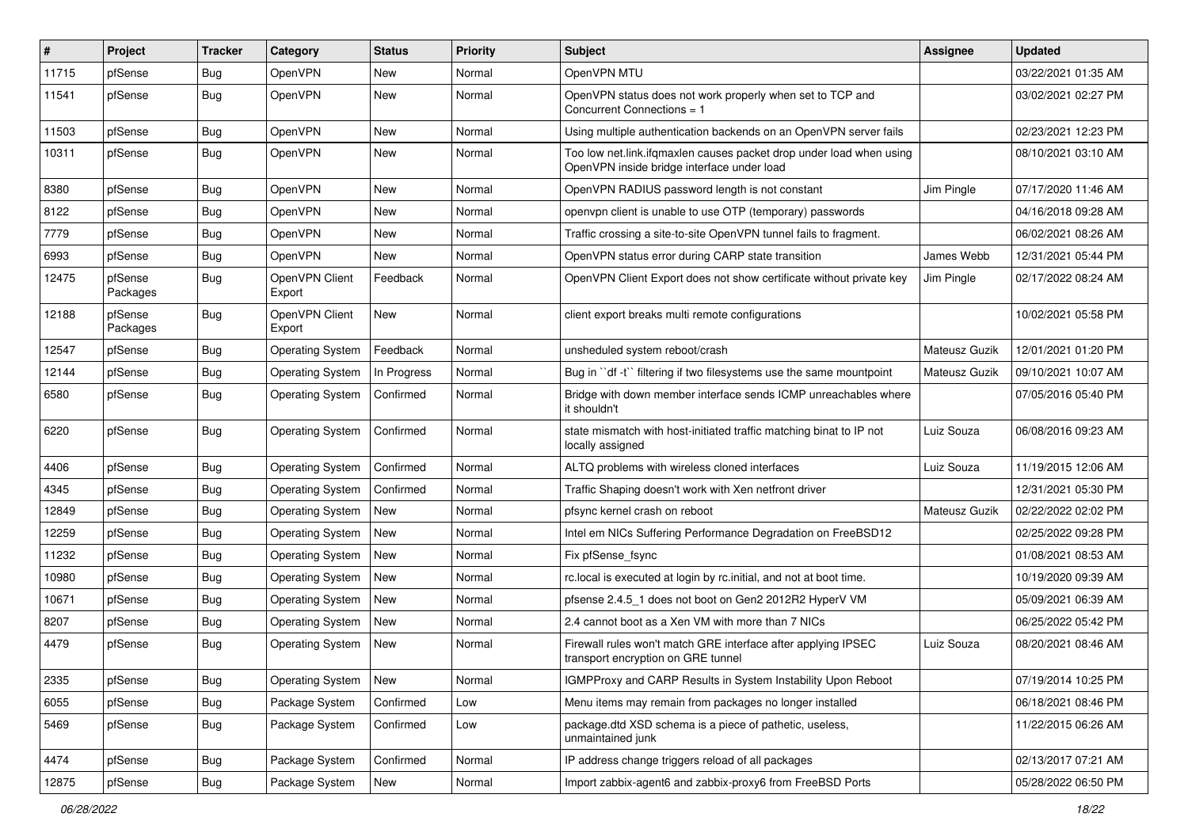| # | Project | Tracker | Category | Status | Priority | Subject | Assignee | Updated |
|---|---|---|---|---|---|---|---|---|
| 11715 | pfSense | Bug | OpenVPN | New | Normal | OpenVPN MTU | | 03/22/2021 01:35 AM |
| 11541 | pfSense | Bug | OpenVPN | New | Normal | OpenVPN status does not work properly when set to TCP and Concurrent Connections = 1 | | 03/02/2021 02:27 PM |
| 11503 | pfSense | Bug | OpenVPN | New | Normal | Using multiple authentication backends on an OpenVPN server fails | | 02/23/2021 12:23 PM |
| 10311 | pfSense | Bug | OpenVPN | New | Normal | Too low net.link.ifqmaxlen causes packet drop under load when using OpenVPN inside bridge interface under load | | 08/10/2021 03:10 AM |
| 8380 | pfSense | Bug | OpenVPN | New | Normal | OpenVPN RADIUS password length is not constant | Jim Pingle | 07/17/2020 11:46 AM |
| 8122 | pfSense | Bug | OpenVPN | New | Normal | openvpn client is unable to use OTP (temporary) passwords | | 04/16/2018 09:28 AM |
| 7779 | pfSense | Bug | OpenVPN | New | Normal | Traffic crossing a site-to-site OpenVPN tunnel fails to fragment. | | 06/02/2021 08:26 AM |
| 6993 | pfSense | Bug | OpenVPN | New | Normal | OpenVPN status error during CARP state transition | James Webb | 12/31/2021 05:44 PM |
| 12475 | pfSense Packages | Bug | OpenVPN Client Export | Feedback | Normal | OpenVPN Client Export does not show certificate without private key | Jim Pingle | 02/17/2022 08:24 AM |
| 12188 | pfSense Packages | Bug | OpenVPN Client Export | New | Normal | client export breaks multi remote configurations | | 10/02/2021 05:58 PM |
| 12547 | pfSense | Bug | Operating System | Feedback | Normal | unsheduled system reboot/crash | Mateusz Guzik | 12/01/2021 01:20 PM |
| 12144 | pfSense | Bug | Operating System | In Progress | Normal | Bug in ``df -t`` filtering if two filesystems use the same mountpoint | Mateusz Guzik | 09/10/2021 10:07 AM |
| 6580 | pfSense | Bug | Operating System | Confirmed | Normal | Bridge with down member interface sends ICMP unreachables where it shouldn't | | 07/05/2016 05:40 PM |
| 6220 | pfSense | Bug | Operating System | Confirmed | Normal | state mismatch with host-initiated traffic matching binat to IP not locally assigned | Luiz Souza | 06/08/2016 09:23 AM |
| 4406 | pfSense | Bug | Operating System | Confirmed | Normal | ALTQ problems with wireless cloned interfaces | Luiz Souza | 11/19/2015 12:06 AM |
| 4345 | pfSense | Bug | Operating System | Confirmed | Normal | Traffic Shaping doesn't work with Xen netfront driver | | 12/31/2021 05:30 PM |
| 12849 | pfSense | Bug | Operating System | New | Normal | pfsync kernel crash on reboot | Mateusz Guzik | 02/22/2022 02:02 PM |
| 12259 | pfSense | Bug | Operating System | New | Normal | Intel em NICs Suffering Performance Degradation on FreeBSD12 | | 02/25/2022 09:28 PM |
| 11232 | pfSense | Bug | Operating System | New | Normal | Fix pfSense_fsync | | 01/08/2021 08:53 AM |
| 10980 | pfSense | Bug | Operating System | New | Normal | rc.local is executed at login by rc.initial, and not at boot time. | | 10/19/2020 09:39 AM |
| 10671 | pfSense | Bug | Operating System | New | Normal | pfsense 2.4.5_1 does not boot on Gen2 2012R2 HyperV VM | | 05/09/2021 06:39 AM |
| 8207 | pfSense | Bug | Operating System | New | Normal | 2.4 cannot boot as a Xen VM with more than 7 NICs | | 06/25/2022 05:42 PM |
| 4479 | pfSense | Bug | Operating System | New | Normal | Firewall rules won't match GRE interface after applying IPSEC transport encryption on GRE tunnel | Luiz Souza | 08/20/2021 08:46 AM |
| 2335 | pfSense | Bug | Operating System | New | Normal | IGMPProxy and CARP Results in System Instability Upon Reboot | | 07/19/2014 10:25 PM |
| 6055 | pfSense | Bug | Package System | Confirmed | Low | Menu items may remain from packages no longer installed | | 06/18/2021 08:46 PM |
| 5469 | pfSense | Bug | Package System | Confirmed | Low | package.dtd XSD schema is a piece of pathetic, useless, unmaintained junk | | 11/22/2015 06:26 AM |
| 4474 | pfSense | Bug | Package System | Confirmed | Normal | IP address change triggers reload of all packages | | 02/13/2017 07:21 AM |
| 12875 | pfSense | Bug | Package System | New | Normal | Import zabbix-agent6 and zabbix-proxy6 from FreeBSD Ports | | 05/28/2022 06:50 PM |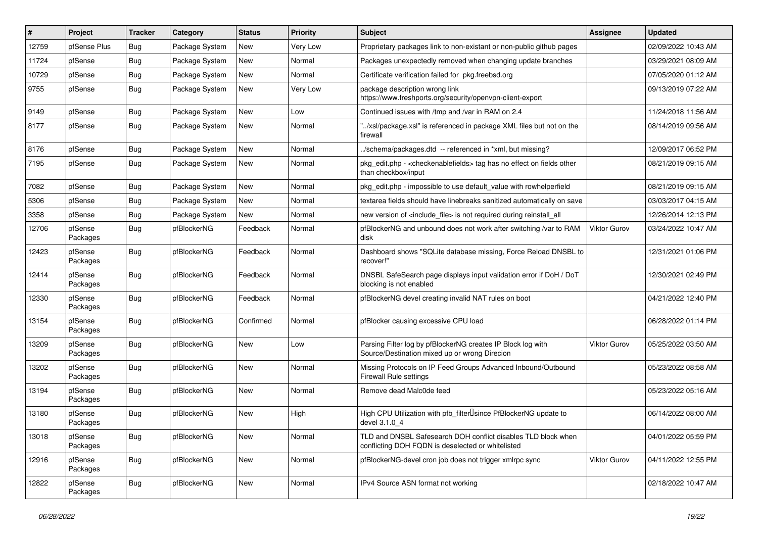| # | Project | Tracker | Category | Status | Priority | Subject | Assignee | Updated |
|---|---|---|---|---|---|---|---|---|
| 12759 | pfSense Plus | Bug | Package System | New | Very Low | Proprietary packages link to non-existant or non-public github pages | | 02/09/2022 10:43 AM |
| 11724 | pfSense | Bug | Package System | New | Normal | Packages unexpectedly removed when changing update branches | | 03/29/2021 08:09 AM |
| 10729 | pfSense | Bug | Package System | New | Normal | Certificate verification failed for pkg.freebsd.org | | 07/05/2020 01:12 AM |
| 9755 | pfSense | Bug | Package System | New | Very Low | package description wrong link https://www.freshports.org/security/openvpn-client-export | | 09/13/2019 07:22 AM |
| 9149 | pfSense | Bug | Package System | New | Low | Continued issues with /tmp and /var in RAM on 2.4 | | 11/24/2018 11:56 AM |
| 8177 | pfSense | Bug | Package System | New | Normal | "../xsl/package.xsl" is referenced in package XML files but not on the firewall | | 08/14/2019 09:56 AM |
| 8176 | pfSense | Bug | Package System | New | Normal | ../schema/packages.dtd -- referenced in *xml, but missing? | | 12/09/2017 06:52 PM |
| 7195 | pfSense | Bug | Package System | New | Normal | pkg_edit.php - <checkenablefields> tag has no effect on fields other than checkbox/input | | 08/21/2019 09:15 AM |
| 7082 | pfSense | Bug | Package System | New | Normal | pkg_edit.php - impossible to use default_value with rowhelperfield | | 08/21/2019 09:15 AM |
| 5306 | pfSense | Bug | Package System | New | Normal | textarea fields should have linebreaks sanitized automatically on save | | 03/03/2017 04:15 AM |
| 3358 | pfSense | Bug | Package System | New | Normal | new version of <include_file> is not required during reinstall_all | | 12/26/2014 12:13 PM |
| 12706 | pfSense Packages | Bug | pfBlockerNG | Feedback | Normal | pfBlockerNG and unbound does not work after switching /var to RAM disk | Viktor Gurov | 03/24/2022 10:47 AM |
| 12423 | pfSense Packages | Bug | pfBlockerNG | Feedback | Normal | Dashboard shows "SQLite database missing, Force Reload DNSBL to recover!" | | 12/31/2021 01:06 PM |
| 12414 | pfSense Packages | Bug | pfBlockerNG | Feedback | Normal | DNSBL SafeSearch page displays input validation error if DoH / DoT blocking is not enabled | | 12/30/2021 02:49 PM |
| 12330 | pfSense Packages | Bug | pfBlockerNG | Feedback | Normal | pfBlockerNG devel creating invalid NAT rules on boot | | 04/21/2022 12:40 PM |
| 13154 | pfSense Packages | Bug | pfBlockerNG | Confirmed | Normal | pfBlocker causing excessive CPU load | | 06/28/2022 01:14 PM |
| 13209 | pfSense Packages | Bug | pfBlockerNG | New | Low | Parsing Filter log by pfBlockerNG creates IP Block log with Source/Destination mixed up or wrong Direcion | Viktor Gurov | 05/25/2022 03:50 AM |
| 13202 | pfSense Packages | Bug | pfBlockerNG | New | Normal | Missing Protocols on IP Feed Groups Advanced Inbound/Outbound Firewall Rule settings | | 05/23/2022 08:58 AM |
| 13194 | pfSense Packages | Bug | pfBlockerNG | New | Normal | Remove dead Malc0de feed | | 05/23/2022 05:16 AM |
| 13180 | pfSense Packages | Bug | pfBlockerNG | New | High | High CPU Utilization with pfb_filter since PfBlockerNG update to devel 3.1.0_4 | | 06/14/2022 08:00 AM |
| 13018 | pfSense Packages | Bug | pfBlockerNG | New | Normal | TLD and DNSBL Safesearch DOH conflict disables TLD block when conflicting DOH FQDN is deselected or whitelisted | | 04/01/2022 05:59 PM |
| 12916 | pfSense Packages | Bug | pfBlockerNG | New | Normal | pfBlockerNG-devel cron job does not trigger xmlrpc sync | Viktor Gurov | 04/11/2022 12:55 PM |
| 12822 | pfSense Packages | Bug | pfBlockerNG | New | Normal | IPv4 Source ASN format not working | | 02/18/2022 10:47 AM |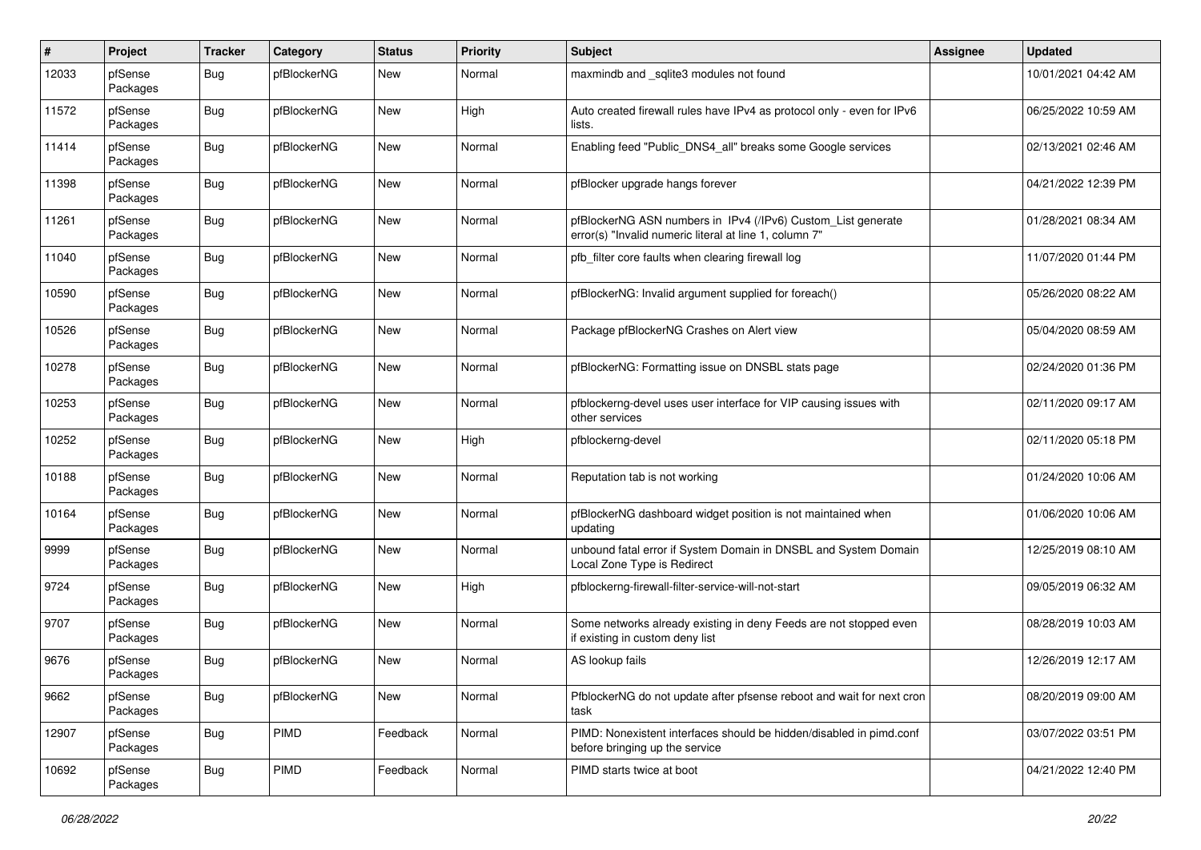| # | Project | Tracker | Category | Status | Priority | Subject | Assignee | Updated |
|---|---|---|---|---|---|---|---|---|
| 12033 | pfSense Packages | Bug | pfBlockerNG | New | Normal | maxmindb and _sqlite3 modules not found | | 10/01/2021 04:42 AM |
| 11572 | pfSense Packages | Bug | pfBlockerNG | New | High | Auto created firewall rules have IPv4 as protocol only - even for IPv6 lists. | | 06/25/2022 10:59 AM |
| 11414 | pfSense Packages | Bug | pfBlockerNG | New | Normal | Enabling feed "Public_DNS4_all" breaks some Google services | | 02/13/2021 02:46 AM |
| 11398 | pfSense Packages | Bug | pfBlockerNG | New | Normal | pfBlocker upgrade hangs forever | | 04/21/2022 12:39 PM |
| 11261 | pfSense Packages | Bug | pfBlockerNG | New | Normal | pfBlockerNG ASN numbers in IPv4 (/IPv6) Custom_List generate error(s) "Invalid numeric literal at line 1, column 7" | | 01/28/2021 08:34 AM |
| 11040 | pfSense Packages | Bug | pfBlockerNG | New | Normal | pfb_filter core faults when clearing firewall log | | 11/07/2020 01:44 PM |
| 10590 | pfSense Packages | Bug | pfBlockerNG | New | Normal | pfBlockerNG: Invalid argument supplied for foreach() | | 05/26/2020 08:22 AM |
| 10526 | pfSense Packages | Bug | pfBlockerNG | New | Normal | Package pfBlockerNG Crashes on Alert view | | 05/04/2020 08:59 AM |
| 10278 | pfSense Packages | Bug | pfBlockerNG | New | Normal | pfBlockerNG: Formatting issue on DNSBL stats page | | 02/24/2020 01:36 PM |
| 10253 | pfSense Packages | Bug | pfBlockerNG | New | Normal | pfblockerng-devel uses user interface for VIP causing issues with other services | | 02/11/2020 09:17 AM |
| 10252 | pfSense Packages | Bug | pfBlockerNG | New | High | pfblockerng-devel | | 02/11/2020 05:18 PM |
| 10188 | pfSense Packages | Bug | pfBlockerNG | New | Normal | Reputation tab is not working | | 01/24/2020 10:06 AM |
| 10164 | pfSense Packages | Bug | pfBlockerNG | New | Normal | pfBlockerNG dashboard widget position is not maintained when updating | | 01/06/2020 10:06 AM |
| 9999 | pfSense Packages | Bug | pfBlockerNG | New | Normal | unbound fatal error if System Domain in DNSBL and System Domain Local Zone Type is Redirect | | 12/25/2019 08:10 AM |
| 9724 | pfSense Packages | Bug | pfBlockerNG | New | High | pfblockerng-firewall-filter-service-will-not-start | | 09/05/2019 06:32 AM |
| 9707 | pfSense Packages | Bug | pfBlockerNG | New | Normal | Some networks already existing in deny Feeds are not stopped even if existing in custom deny list | | 08/28/2019 10:03 AM |
| 9676 | pfSense Packages | Bug | pfBlockerNG | New | Normal | AS lookup fails | | 12/26/2019 12:17 AM |
| 9662 | pfSense Packages | Bug | pfBlockerNG | New | Normal | PfblockerNG do not update after pfsense reboot and wait for next cron task | | 08/20/2019 09:00 AM |
| 12907 | pfSense Packages | Bug | PIMD | Feedback | Normal | PIMD: Nonexistent interfaces should be hidden/disabled in pimd.conf before bringing up the service | | 03/07/2022 03:51 PM |
| 10692 | pfSense Packages | Bug | PIMD | Feedback | Normal | PIMD starts twice at boot | | 04/21/2022 12:40 PM |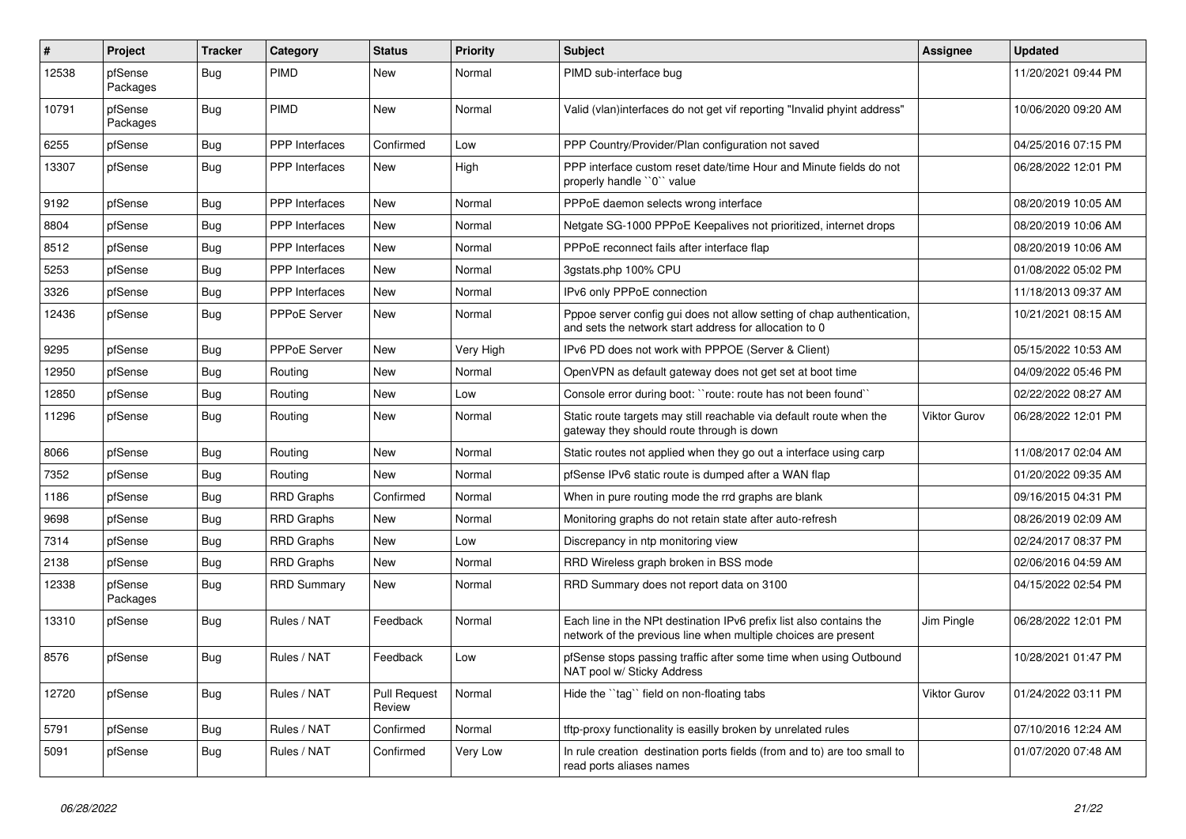| # | Project | Tracker | Category | Status | Priority | Subject | Assignee | Updated |
|---|---|---|---|---|---|---|---|---|
| 12538 | pfSense Packages | Bug | PIMD | New | Normal | PIMD sub-interface bug | | 11/20/2021 09:44 PM |
| 10791 | pfSense Packages | Bug | PIMD | New | Normal | Valid (vlan)interfaces do not get vif reporting "Invalid phyint address" | | 10/06/2020 09:20 AM |
| 6255 | pfSense | Bug | PPP Interfaces | Confirmed | Low | PPP Country/Provider/Plan configuration not saved | | 04/25/2016 07:15 PM |
| 13307 | pfSense | Bug | PPP Interfaces | New | High | PPP interface custom reset date/time Hour and Minute fields do not properly handle ``0`` value | | 06/28/2022 12:01 PM |
| 9192 | pfSense | Bug | PPP Interfaces | New | Normal | PPPoE daemon selects wrong interface | | 08/20/2019 10:05 AM |
| 8804 | pfSense | Bug | PPP Interfaces | New | Normal | Netgate SG-1000 PPPoE Keepalives not prioritized, internet drops | | 08/20/2019 10:06 AM |
| 8512 | pfSense | Bug | PPP Interfaces | New | Normal | PPPoE reconnect fails after interface flap | | 08/20/2019 10:06 AM |
| 5253 | pfSense | Bug | PPP Interfaces | New | Normal | 3gstats.php 100% CPU | | 01/08/2022 05:02 PM |
| 3326 | pfSense | Bug | PPP Interfaces | New | Normal | IPv6 only PPPoE connection | | 11/18/2013 09:37 AM |
| 12436 | pfSense | Bug | PPPoE Server | New | Normal | Pppoe server config gui does not allow setting of chap authentication, and sets the network start address for allocation to 0 | | 10/21/2021 08:15 AM |
| 9295 | pfSense | Bug | PPPoE Server | New | Very High | IPv6 PD does not work with PPPOE (Server & Client) | | 05/15/2022 10:53 AM |
| 12950 | pfSense | Bug | Routing | New | Normal | OpenVPN as default gateway does not get set at boot time | | 04/09/2022 05:46 PM |
| 12850 | pfSense | Bug | Routing | New | Low | Console error during boot: ``route: route has not been found`` | | 02/22/2022 08:27 AM |
| 11296 | pfSense | Bug | Routing | New | Normal | Static route targets may still reachable via default route when the gateway they should route through is down | Viktor Gurov | 06/28/2022 12:01 PM |
| 8066 | pfSense | Bug | Routing | New | Normal | Static routes not applied when they go out a interface using carp | | 11/08/2017 02:04 AM |
| 7352 | pfSense | Bug | Routing | New | Normal | pfSense IPv6 static route is dumped after a WAN flap | | 01/20/2022 09:35 AM |
| 1186 | pfSense | Bug | RRD Graphs | Confirmed | Normal | When in pure routing mode the rrd graphs are blank | | 09/16/2015 04:31 PM |
| 9698 | pfSense | Bug | RRD Graphs | New | Normal | Monitoring graphs do not retain state after auto-refresh | | 08/26/2019 02:09 AM |
| 7314 | pfSense | Bug | RRD Graphs | New | Low | Discrepancy in ntp monitoring view | | 02/24/2017 08:37 PM |
| 2138 | pfSense | Bug | RRD Graphs | New | Normal | RRD Wireless graph broken in BSS mode | | 02/06/2016 04:59 AM |
| 12338 | pfSense Packages | Bug | RRD Summary | New | Normal | RRD Summary does not report data on 3100 | | 04/15/2022 02:54 PM |
| 13310 | pfSense | Bug | Rules / NAT | Feedback | Normal | Each line in the NPt destination IPv6 prefix list also contains the network of the previous line when multiple choices are present | Jim Pingle | 06/28/2022 12:01 PM |
| 8576 | pfSense | Bug | Rules / NAT | Feedback | Low | pfSense stops passing traffic after some time when using Outbound NAT pool w/ Sticky Address | | 10/28/2021 01:47 PM |
| 12720 | pfSense | Bug | Rules / NAT | Pull Request Review | Normal | Hide the ``tag`` field on non-floating tabs | Viktor Gurov | 01/24/2022 03:11 PM |
| 5791 | pfSense | Bug | Rules / NAT | Confirmed | Normal | tftp-proxy functionality is easilly broken by unrelated rules | | 07/10/2016 12:24 AM |
| 5091 | pfSense | Bug | Rules / NAT | Confirmed | Very Low | In rule creation destination ports fields (from and to) are too small to read ports aliases names | | 01/07/2020 07:48 AM |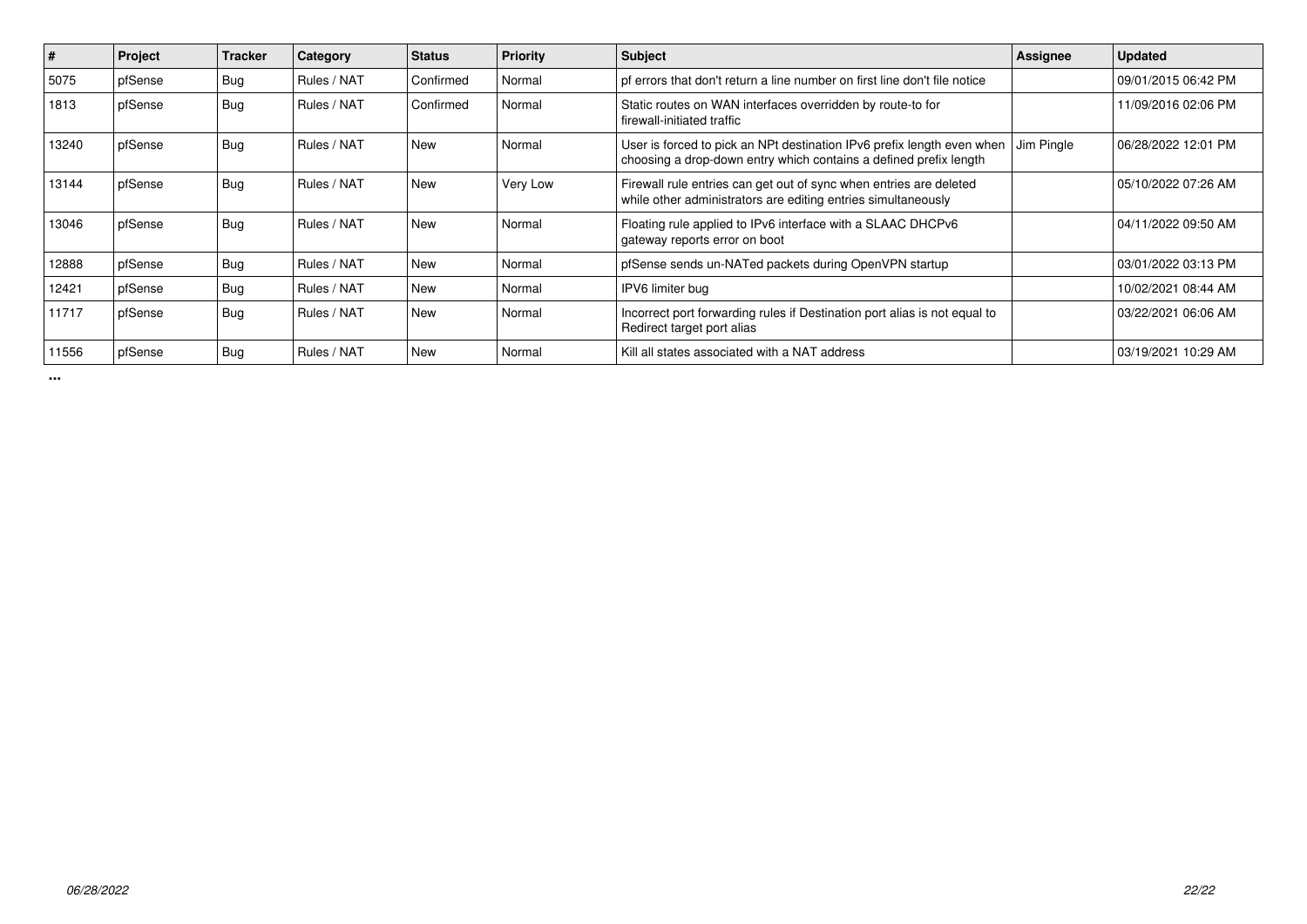| # | Project | Tracker | Category | Status | Priority | Subject | Assignee | Updated |
|---|---|---|---|---|---|---|---|---|
| 5075 | pfSense | Bug | Rules / NAT | Confirmed | Normal | pf errors that don't return a line number on first line don't file notice | | 09/01/2015 06:42 PM |
| 1813 | pfSense | Bug | Rules / NAT | Confirmed | Normal | Static routes on WAN interfaces overridden by route-to for firewall-initiated traffic | | 11/09/2016 02:06 PM |
| 13240 | pfSense | Bug | Rules / NAT | New | Normal | User is forced to pick an NPt destination IPv6 prefix length even when choosing a drop-down entry which contains a defined prefix length | Jim Pingle | 06/28/2022 12:01 PM |
| 13144 | pfSense | Bug | Rules / NAT | New | Very Low | Firewall rule entries can get out of sync when entries are deleted while other administrators are editing entries simultaneously | | 05/10/2022 07:26 AM |
| 13046 | pfSense | Bug | Rules / NAT | New | Normal | Floating rule applied to IPv6 interface with a SLAAC DHCPv6 gateway reports error on boot | | 04/11/2022 09:50 AM |
| 12888 | pfSense | Bug | Rules / NAT | New | Normal | pfSense sends un-NATed packets during OpenVPN startup | | 03/01/2022 03:13 PM |
| 12421 | pfSense | Bug | Rules / NAT | New | Normal | IPV6 limiter bug | | 10/02/2021 08:44 AM |
| 11717 | pfSense | Bug | Rules / NAT | New | Normal | Incorrect port forwarding rules if Destination port alias is not equal to Redirect target port alias | | 03/22/2021 06:06 AM |
| 11556 | pfSense | Bug | Rules / NAT | New | Normal | Kill all states associated with a NAT address | | 03/19/2021 10:29 AM |

...